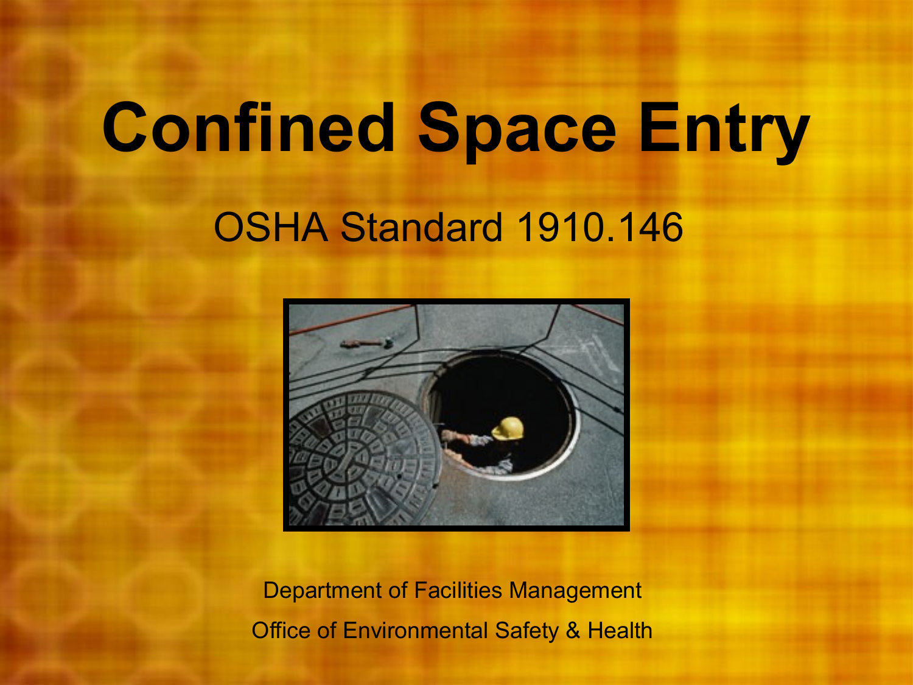# Confined Space Entry

## OSHA Standard 1910.146

Department of Facilities Management

Office of Environmental Safety & Health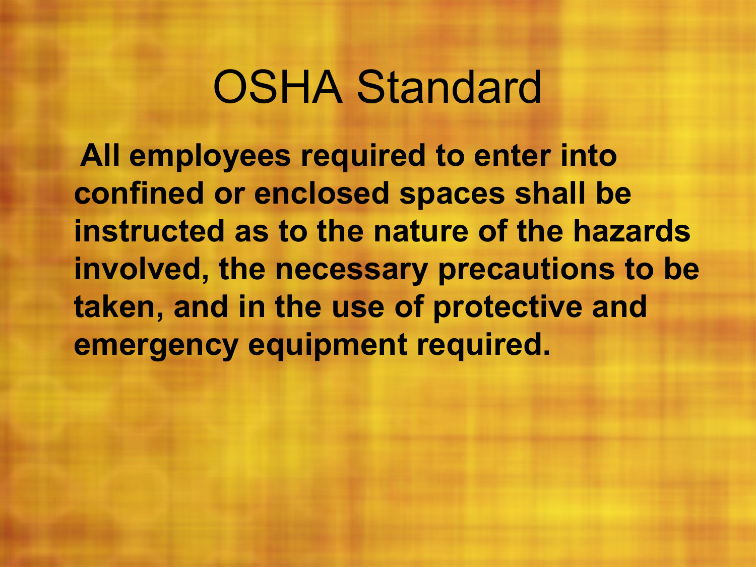# OSHA Standard

**All employees required to enter into confined or enclosed spaces shall be instructed as to the nature of the hazards involved, the necessary precautions to be taken, and in the use of protective and emergency equipment required.**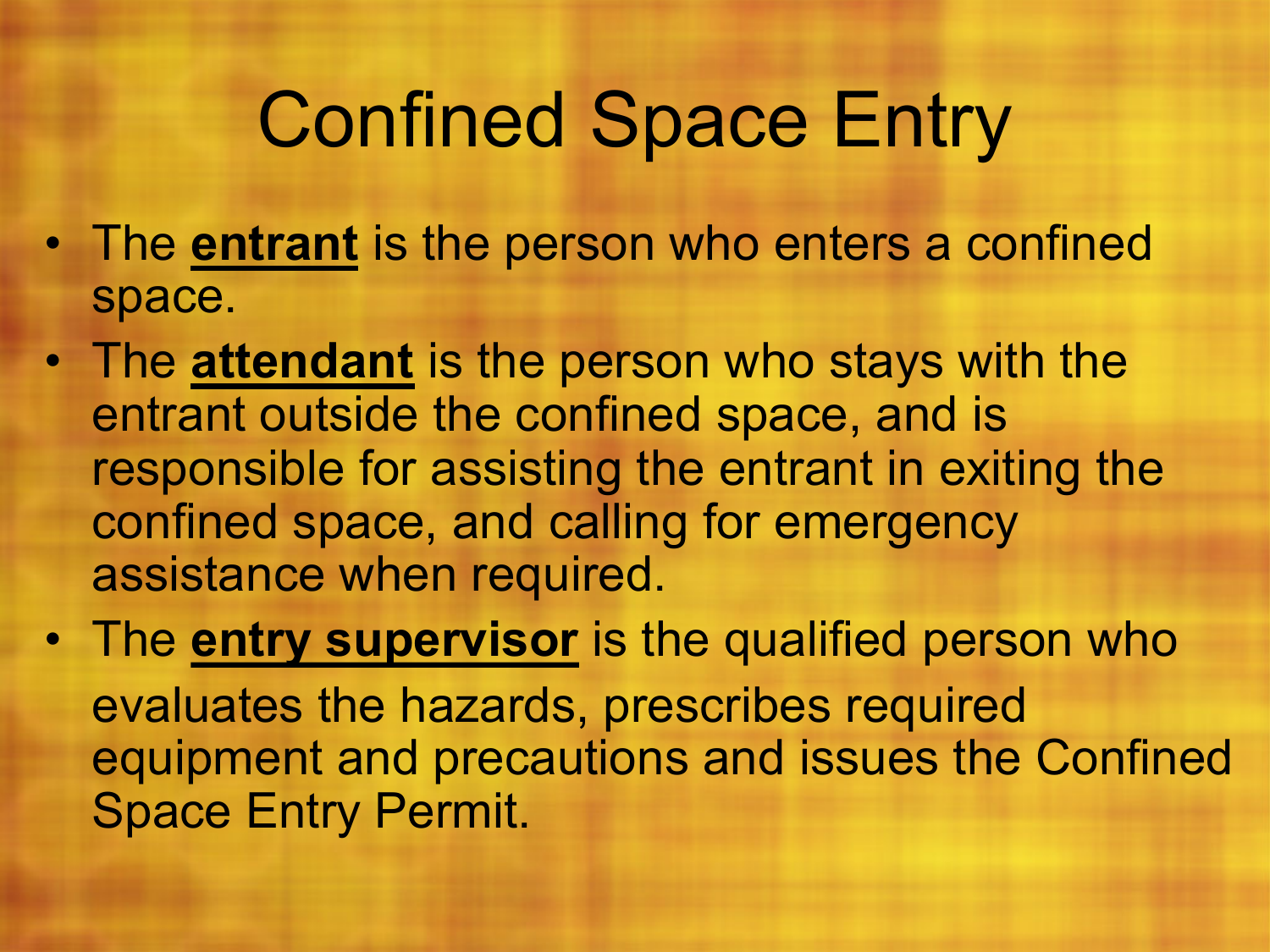# Confined Space Entry

- The **entrant** is the person who enters a confined space.
- The **attendant** is the person who stays with the entrant outside the confined space, and is responsible for assisting the entrant in exiting the confined space, and calling for emergency assistance when required.
- The **entry supervisor** is the qualified person who evaluates the hazards, prescribes required equipment and precautions and issues the Confined Space Entry Permit.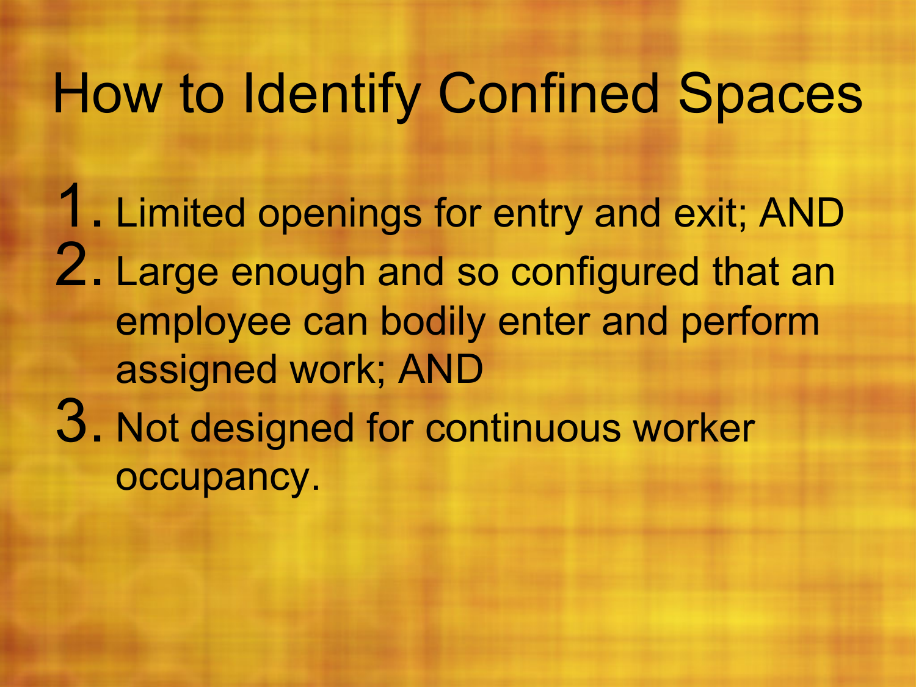# How to Identify Confined Spaces

1. Limited openings for entry and exit; AND
2. Large enough and so configured that an employee can bodily enter and perform assigned work; AND
3. Not designed for continuous worker occupancy.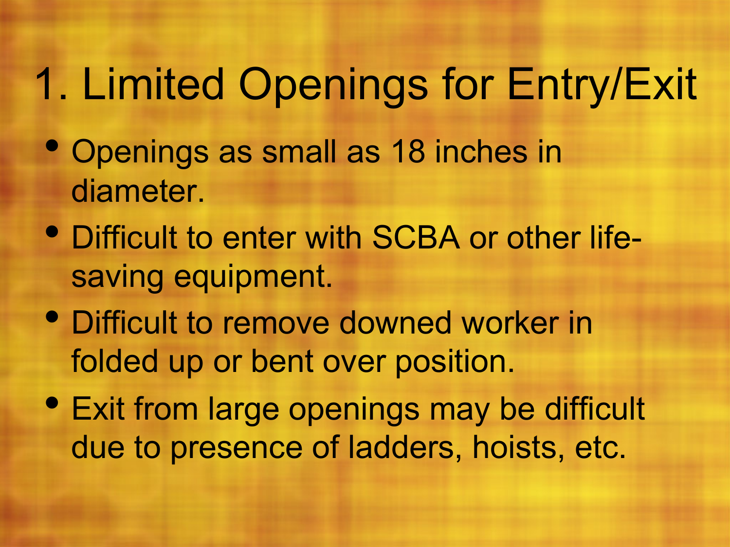# 1. Limited Openings for Entry/Exit

- Openings as small as 18 inches in diameter.
- Difficult to enter with SCBA or other life-saving equipment.
- Difficult to remove downed worker in folded up or bent over position.
- Exit from large openings may be difficult due to presence of ladders, hoists, etc.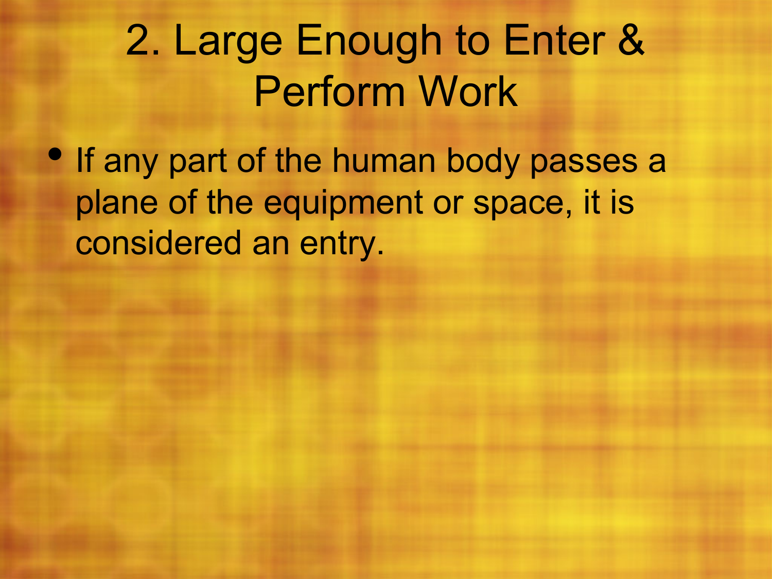# 2. Large Enough to Enter & Perform Work

- If any part of the human body passes a plane of the equipment or space, it is considered an entry.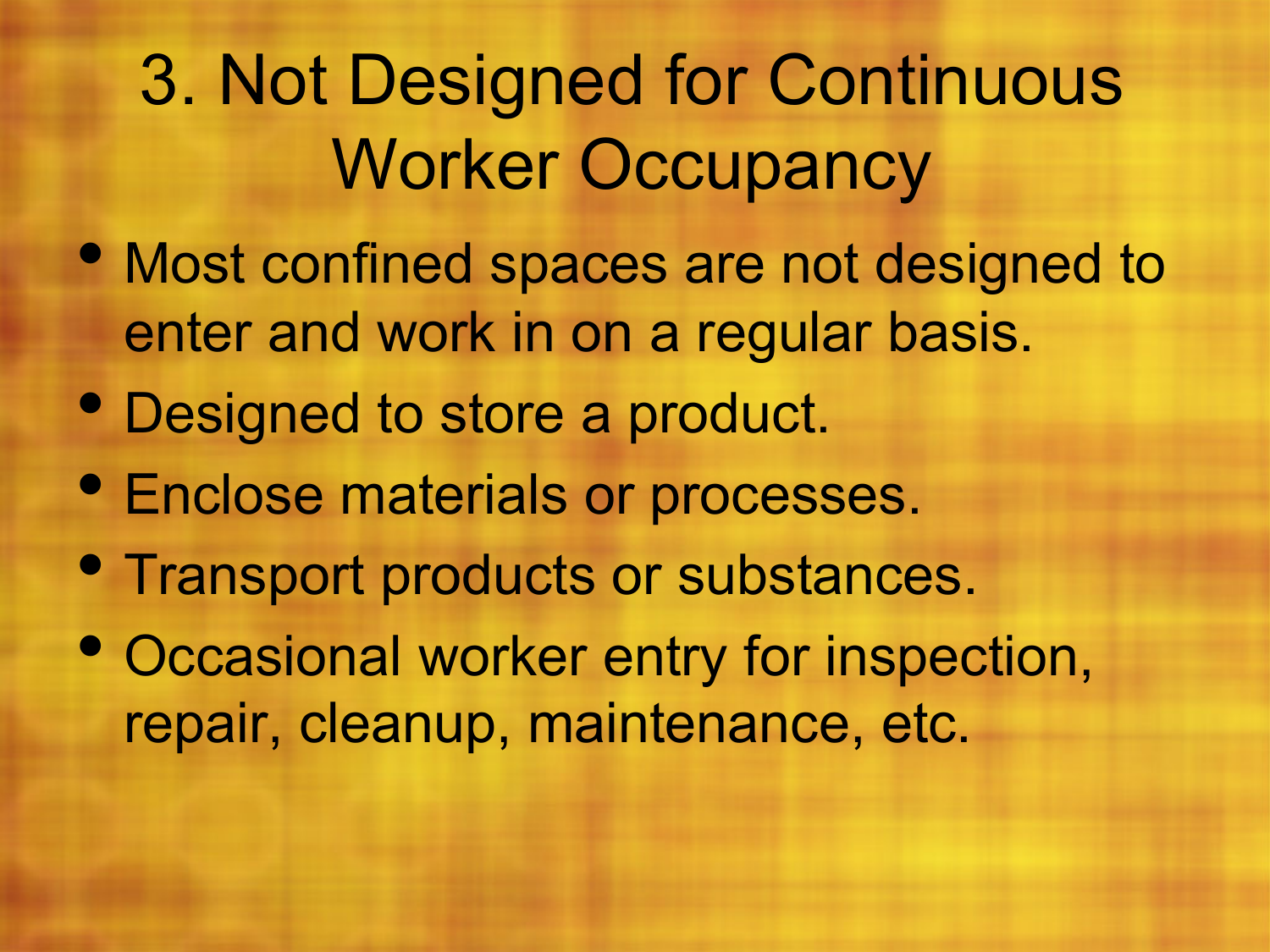# 3. Not Designed for Continuous Worker Occupancy

- Most confined spaces are not designed to enter and work in on a regular basis.
- Designed to store a product.
- Enclose materials or processes.
- Transport products or substances.
- Occasional worker entry for inspection, repair, cleanup, maintenance, etc.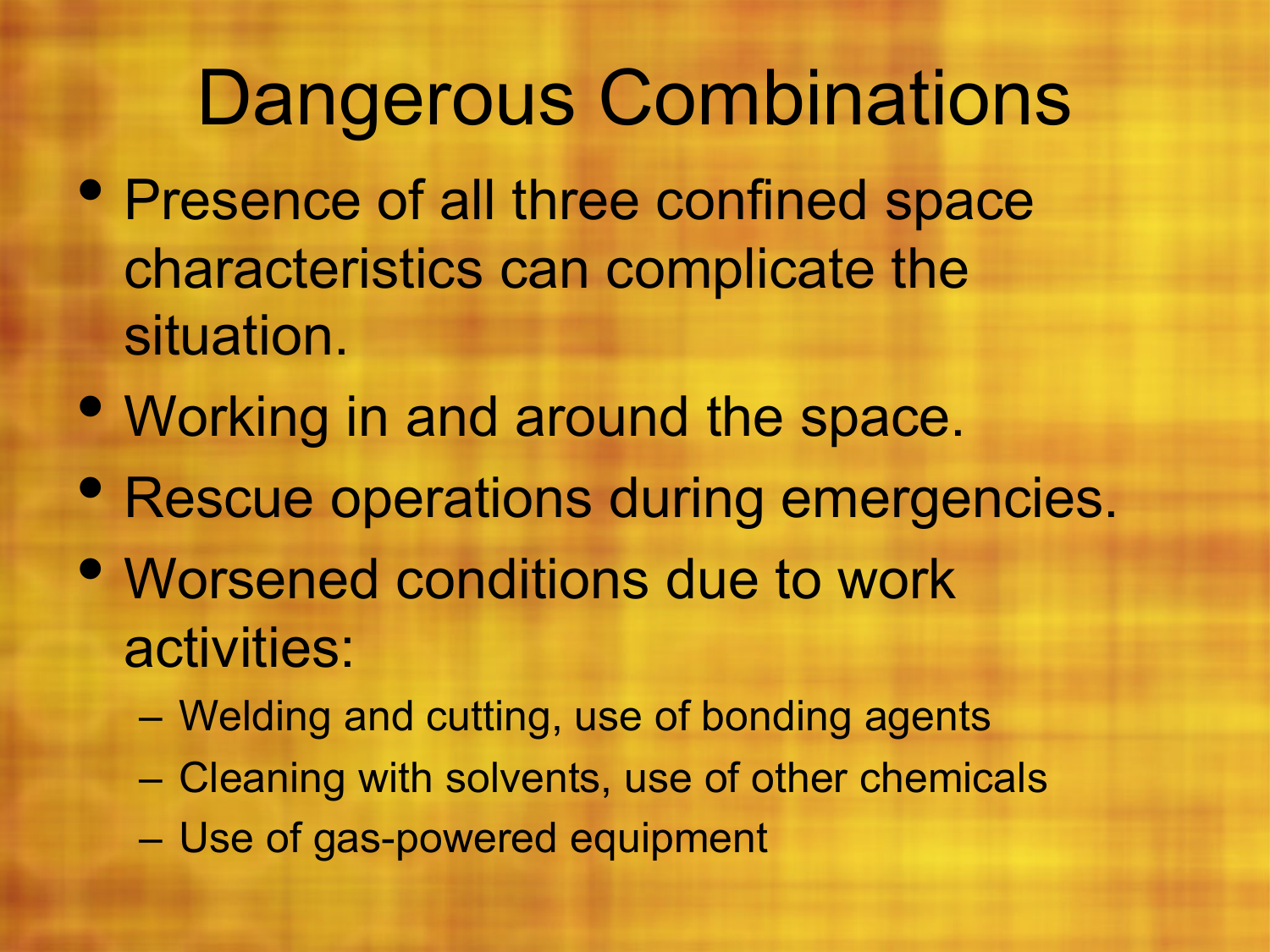# Dangerous Combinations

- Presence of all three confined space characteristics can complicate the situation.
- Working in and around the space.
- Rescue operations during emergencies.
- Worsened conditions due to work activities:
  - Welding and cutting, use of bonding agents
  - Cleaning with solvents, use of other chemicals
  - Use of gas-powered equipment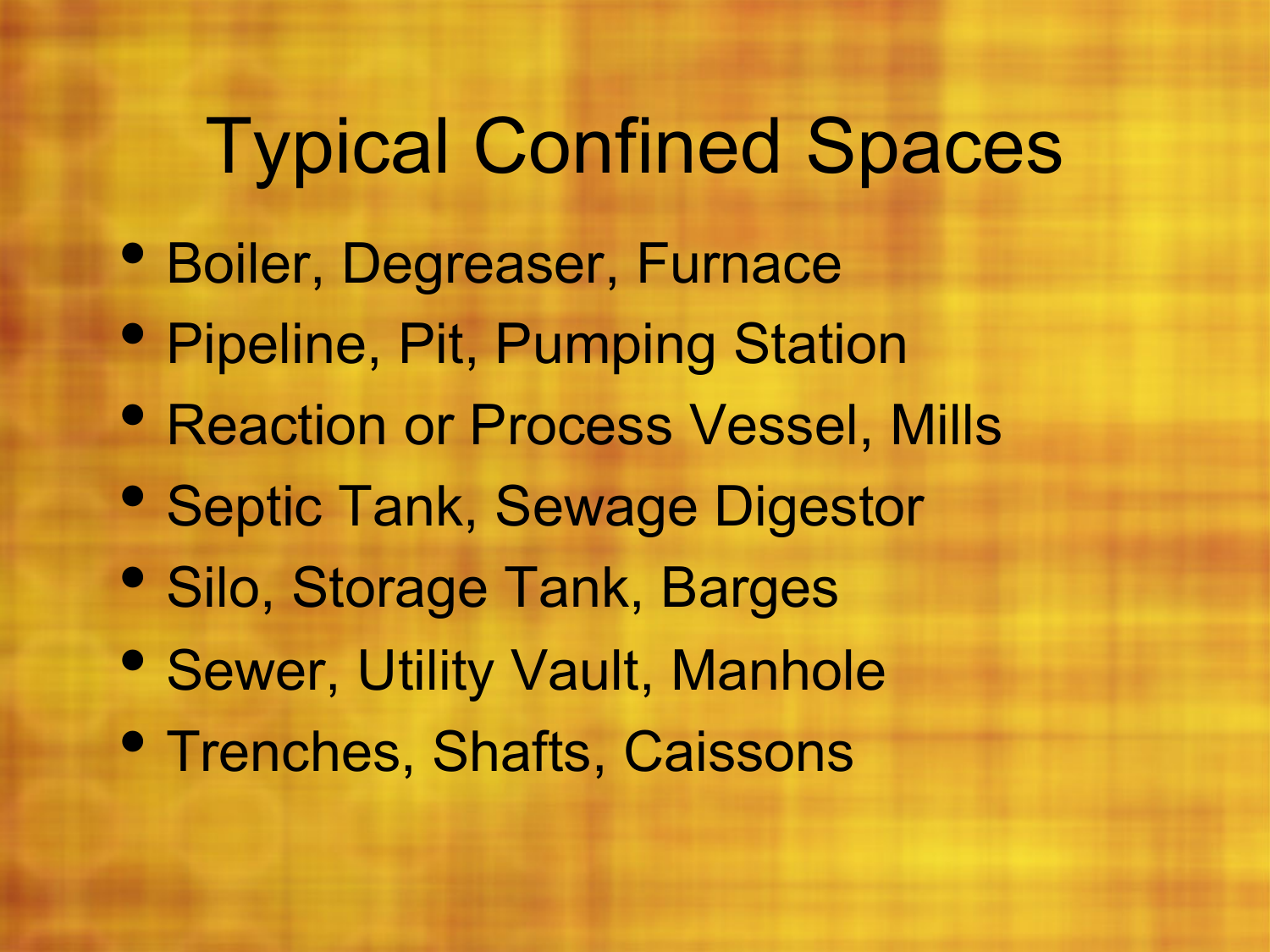# Typical Confined Spaces

- Boiler, Degreaser, Furnace
- Pipeline, Pit, Pumping Station
- Reaction or Process Vessel, Mills
- Septic Tank, Sewage Digestor
- Silo, Storage Tank, Barges
- Sewer, Utility Vault, Manhole
- Trenches, Shafts, Caissons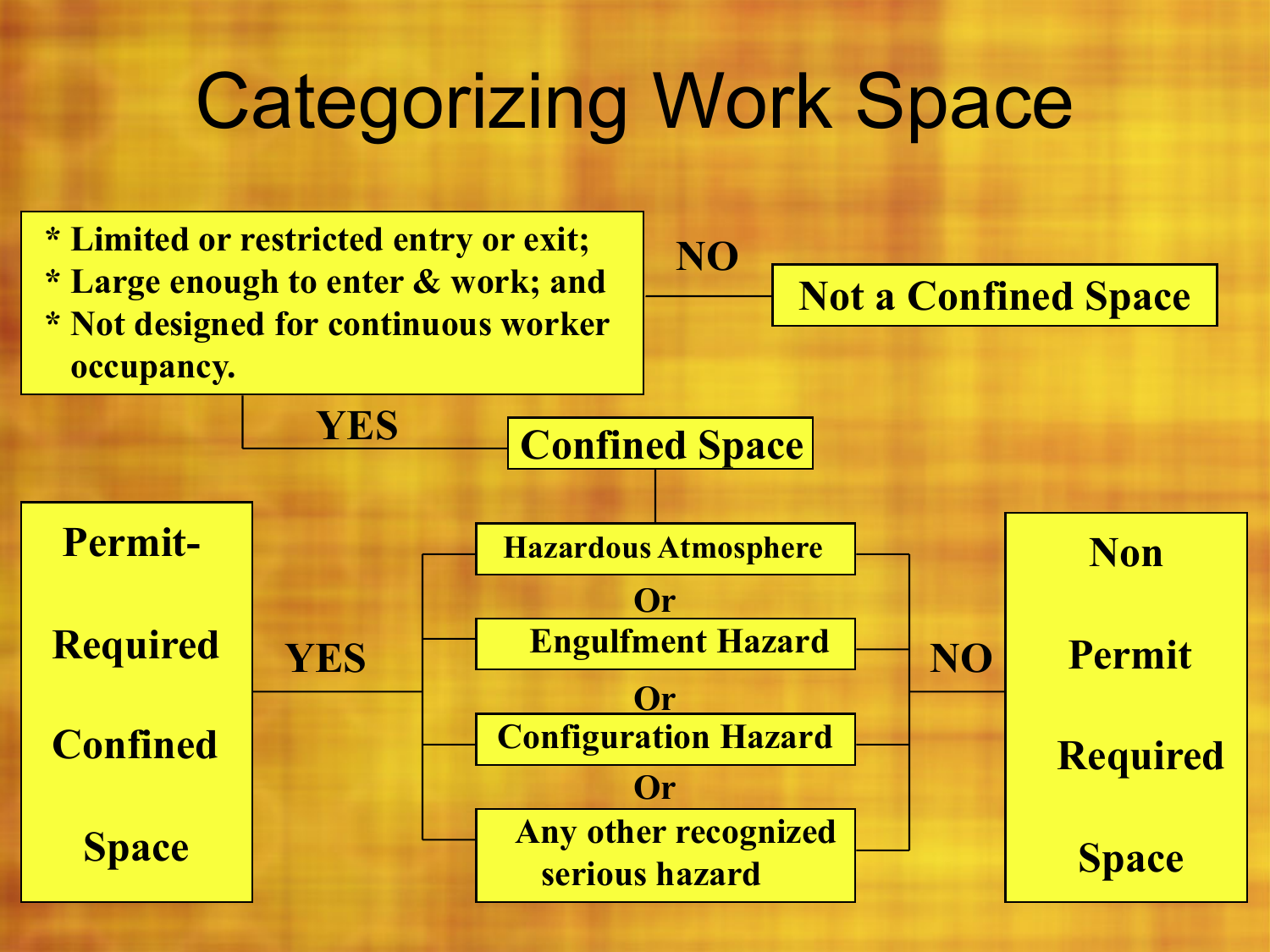# Categorizing Work Space

- * Limited or restricted entry or exit;
- * Large enough to enter & work; and
- * Not designed for continuous worker occupancy.

**NO** → **Not a Confined Space**

**YES** → **Confined Space**

- **Hazardous Atmosphere**

  **Or**

- **Engulfment Hazard**

  **Or**

- **Configuration Hazard**

  **Or**

- **Any other recognized serious hazard**

**YES** → **Permit-Required Confined Space**

**NO** → **Non Permit Required Space**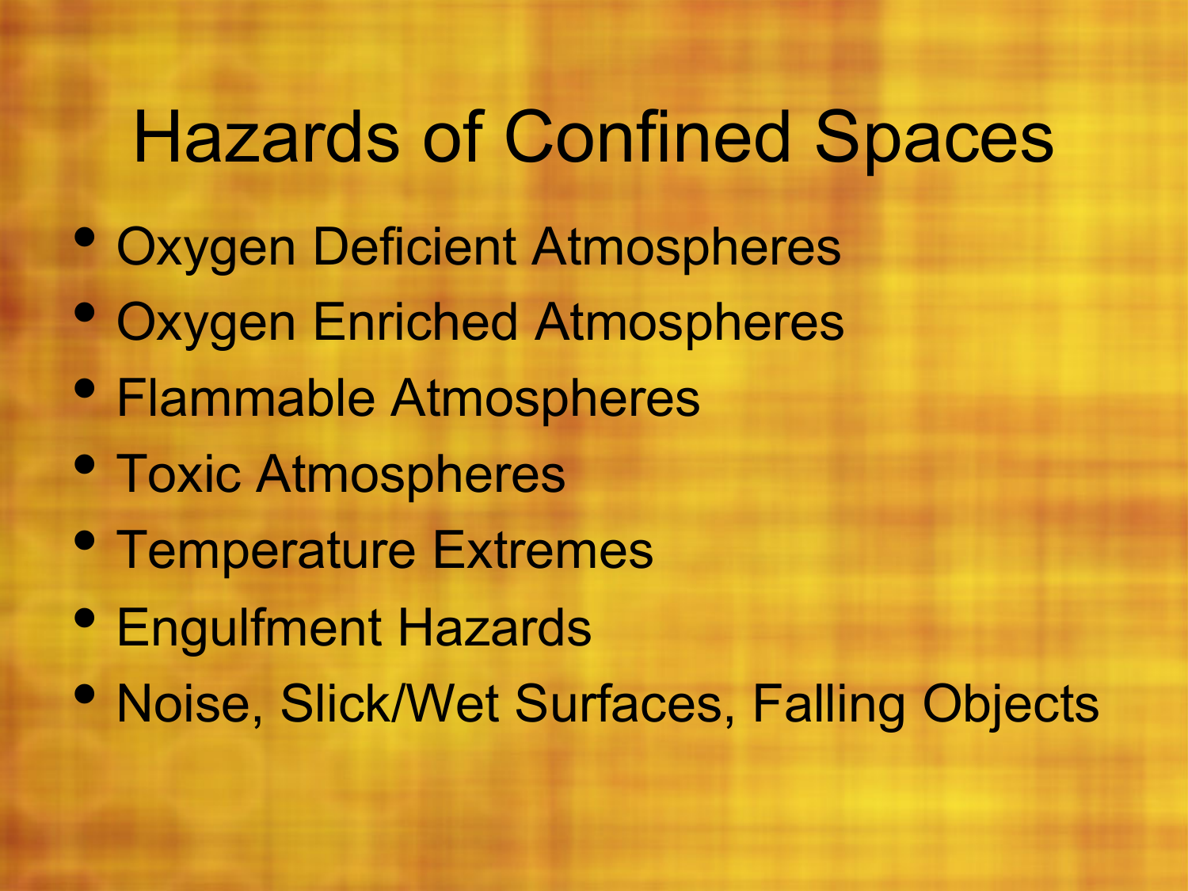# Hazards of Confined Spaces

- Oxygen Deficient Atmospheres
- Oxygen Enriched Atmospheres
- Flammable Atmospheres
- Toxic Atmospheres
- Temperature Extremes
- Engulfment Hazards
- Noise, Slick/Wet Surfaces, Falling Objects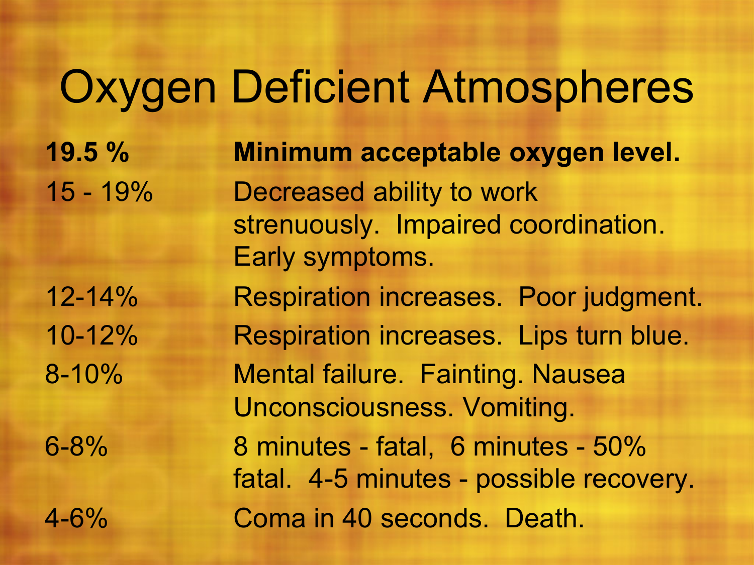# Oxygen Deficient Atmospheres

| | |
|---|---|
| **19.5 %** | **Minimum acceptable oxygen level.** |
| 15 - 19% | Decreased ability to work strenuously. Impaired coordination. Early symptoms. |
| 12-14% | Respiration increases. Poor judgment. |
| 10-12% | Respiration increases. Lips turn blue. |
| 8-10% | Mental failure. Fainting. Nausea Unconsciousness. Vomiting. |
| 6-8% | 8 minutes - fatal, 6 minutes - 50% fatal. 4-5 minutes - possible recovery. |
| 4-6% | Coma in 40 seconds. Death. |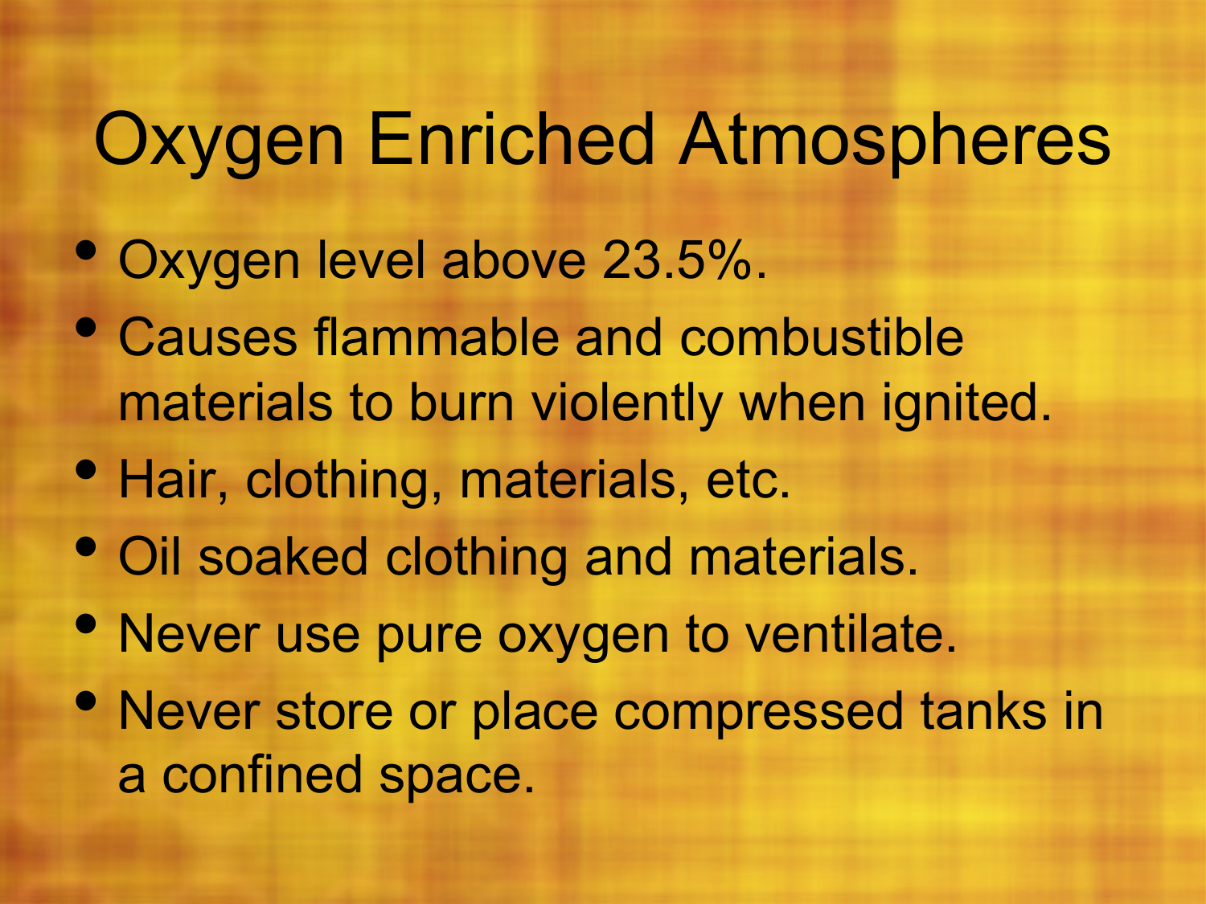# Oxygen Enriched Atmospheres

- Oxygen level above 23.5%.
- Causes flammable and combustible materials to burn violently when ignited.
- Hair, clothing, materials, etc.
- Oil soaked clothing and materials.
- Never use pure oxygen to ventilate.
- Never store or place compressed tanks in a confined space.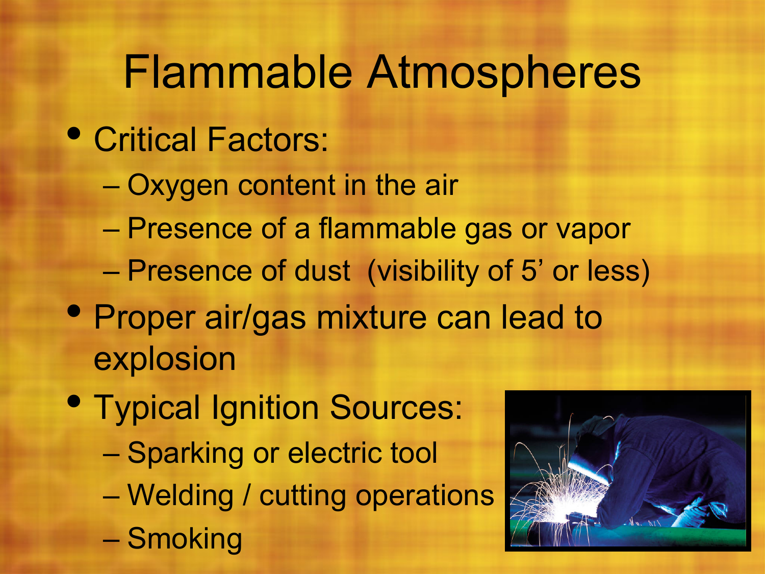# Flammable Atmospheres

- Critical Factors:
  - Oxygen content in the air
  - Presence of a flammable gas or vapor
  - Presence of dust (visibility of 5' or less)
- Proper air/gas mixture can lead to explosion
- Typical Ignition Sources:
  - Sparking or electric tool
  - Welding / cutting operations
  - Smoking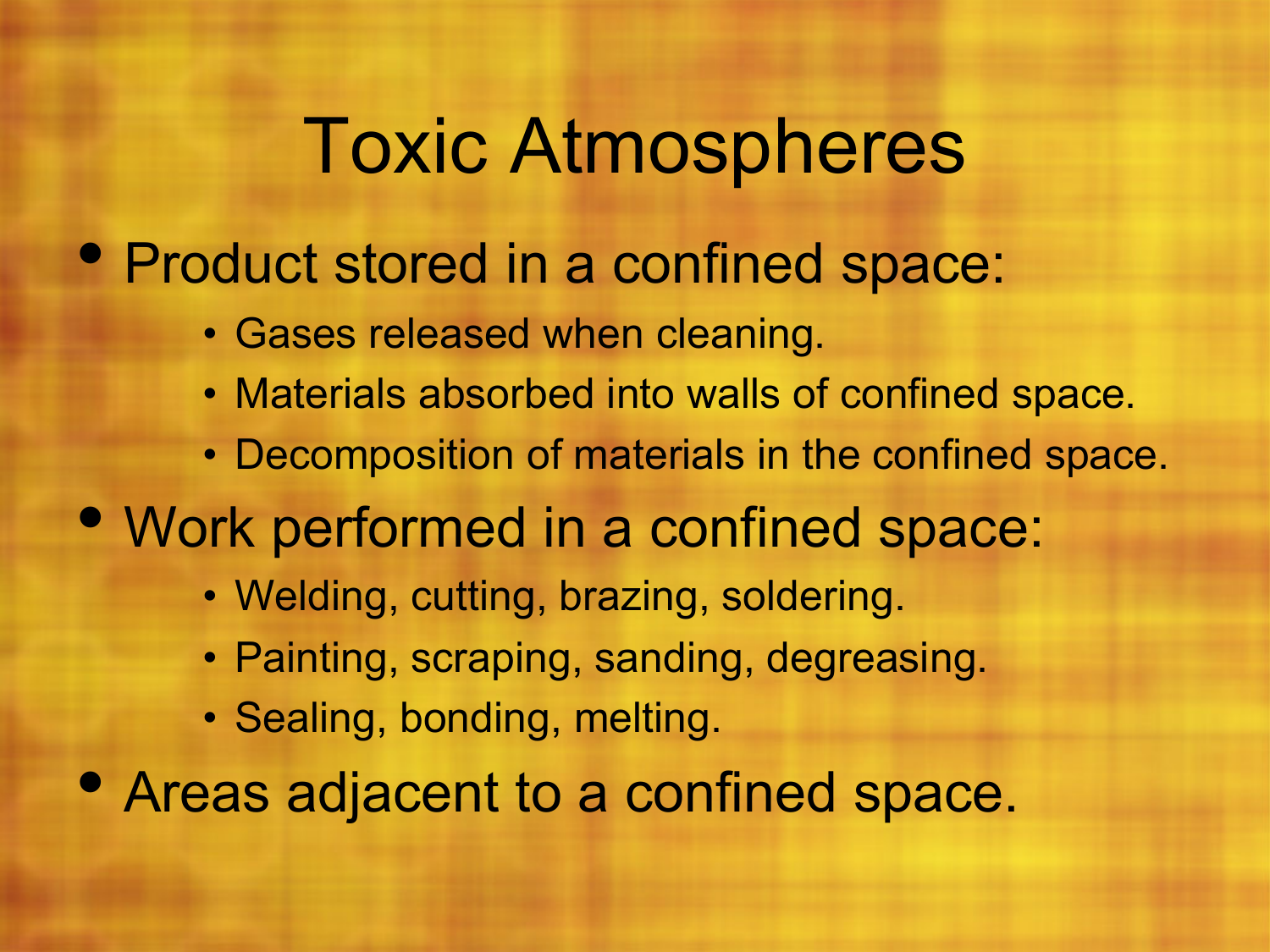# Toxic Atmospheres

- Product stored in a confined space:
  - Gases released when cleaning.
  - Materials absorbed into walls of confined space.
  - Decomposition of materials in the confined space.
- Work performed in a confined space:
  - Welding, cutting, brazing, soldering.
  - Painting, scraping, sanding, degreasing.
  - Sealing, bonding, melting.
- Areas adjacent to a confined space.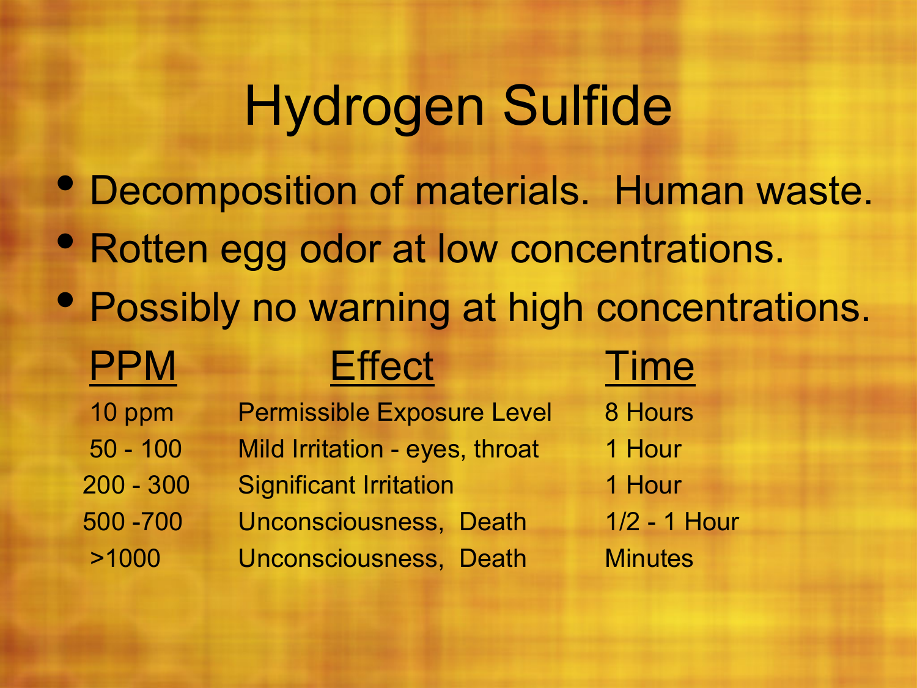# Hydrogen Sulfide

- Decomposition of materials. Human waste.
- Rotten egg odor at low concentrations.
- Possibly no warning at high concentrations.

| PPM | Effect | Time |
|---|---|---|
| 10 ppm | Permissible Exposure Level | 8 Hours |
| 50 - 100 | Mild Irritation - eyes, throat | 1 Hour |
| 200 - 300 | Significant Irritation | 1 Hour |
| 500 -700 | Unconsciousness, Death | 1/2 - 1 Hour |
| >1000 | Unconsciousness, Death | Minutes |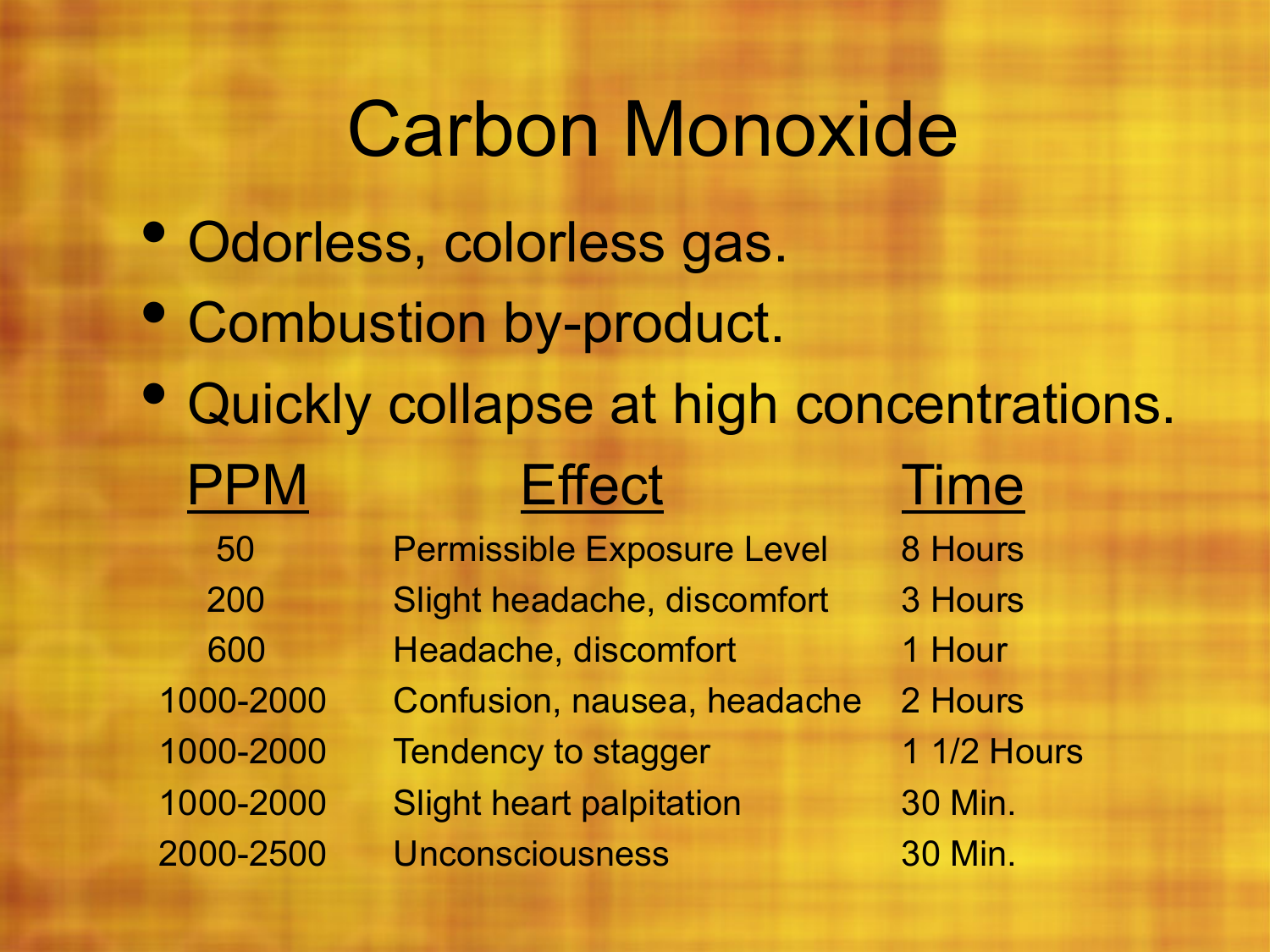# Carbon Monoxide

- Odorless, colorless gas.
- Combustion by-product.
- Quickly collapse at high concentrations.

| PPM | Effect | Time |
|---|---|---|
| 50 | Permissible Exposure Level | 8 Hours |
| 200 | Slight headache, discomfort | 3 Hours |
| 600 | Headache, discomfort | 1 Hour |
| 1000-2000 | Confusion, nausea, headache | 2 Hours |
| 1000-2000 | Tendency to stagger | 1 1/2 Hours |
| 1000-2000 | Slight heart palpitation | 30 Min. |
| 2000-2500 | Unconsciousness | 30 Min. |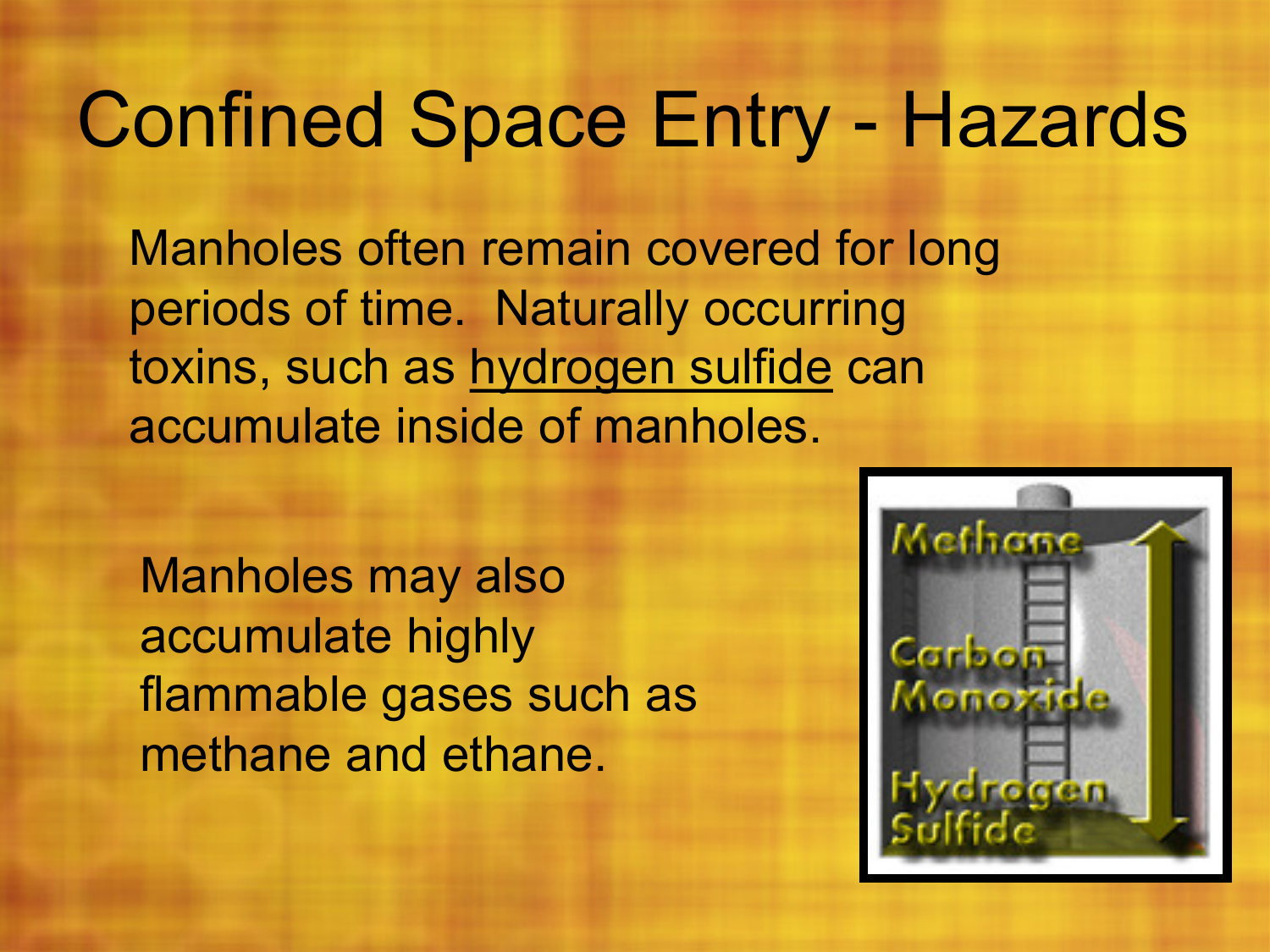# Confined Space Entry - Hazards

Manholes often remain covered for long periods of time. Naturally occurring toxins, such as hydrogen sulfide can accumulate inside of manholes.

Manholes may also accumulate highly flammable gases such as methane and ethane.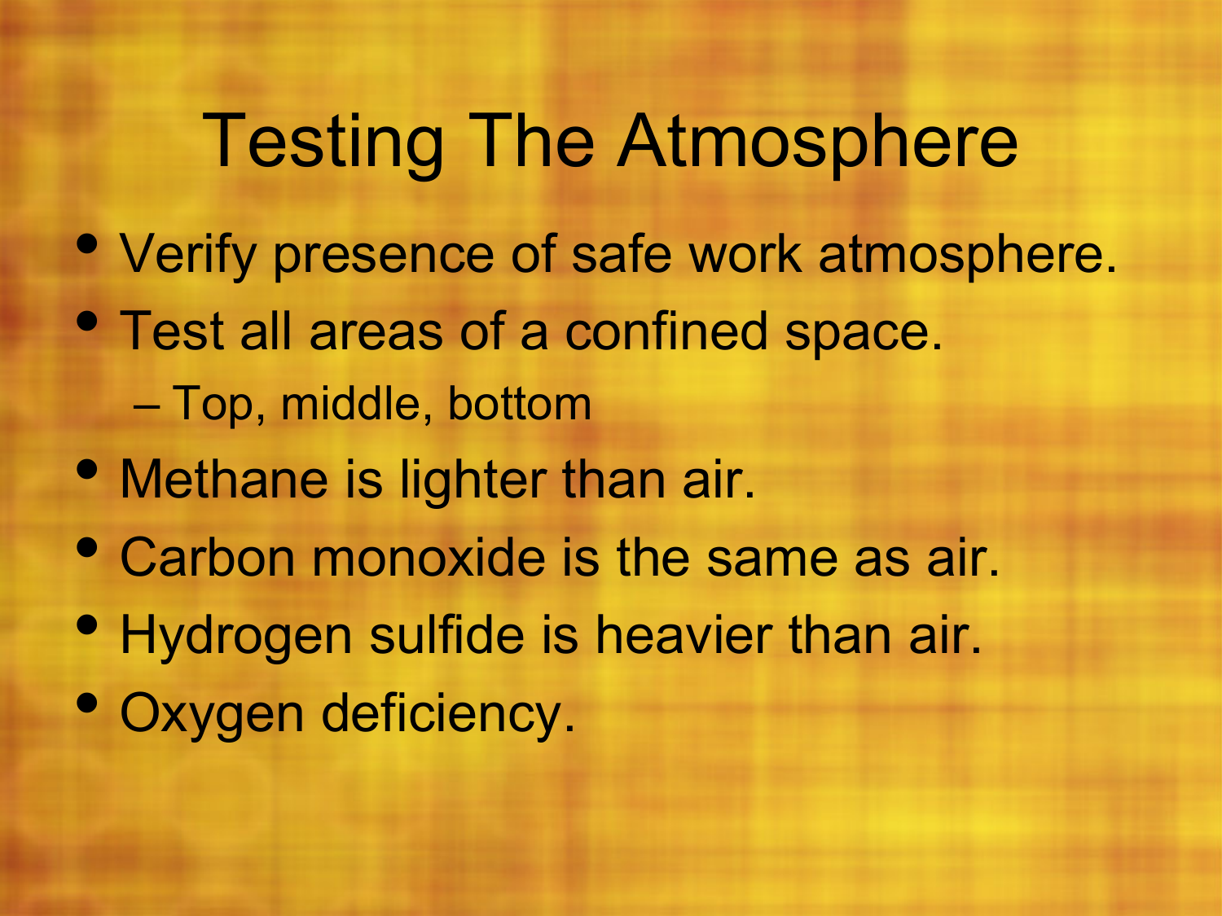# Testing The Atmosphere

- Verify presence of safe work atmosphere.
- Test all areas of a confined space.
  - Top, middle, bottom
- Methane is lighter than air.
- Carbon monoxide is the same as air.
- Hydrogen sulfide is heavier than air.
- Oxygen deficiency.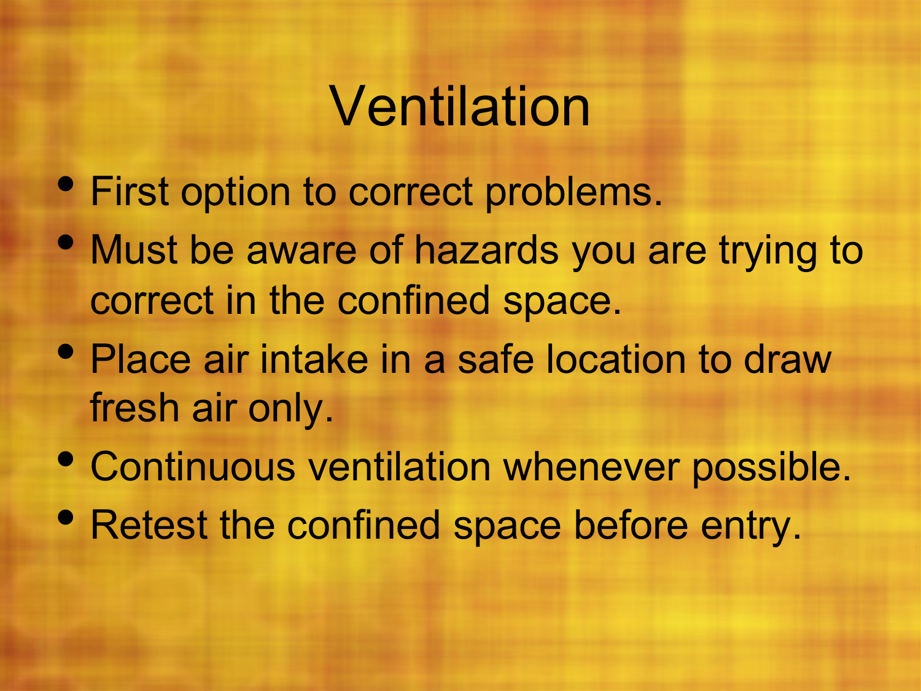# Ventilation

- First option to correct problems.
- Must be aware of hazards you are trying to correct in the confined space.
- Place air intake in a safe location to draw fresh air only.
- Continuous ventilation whenever possible.
- Retest the confined space before entry.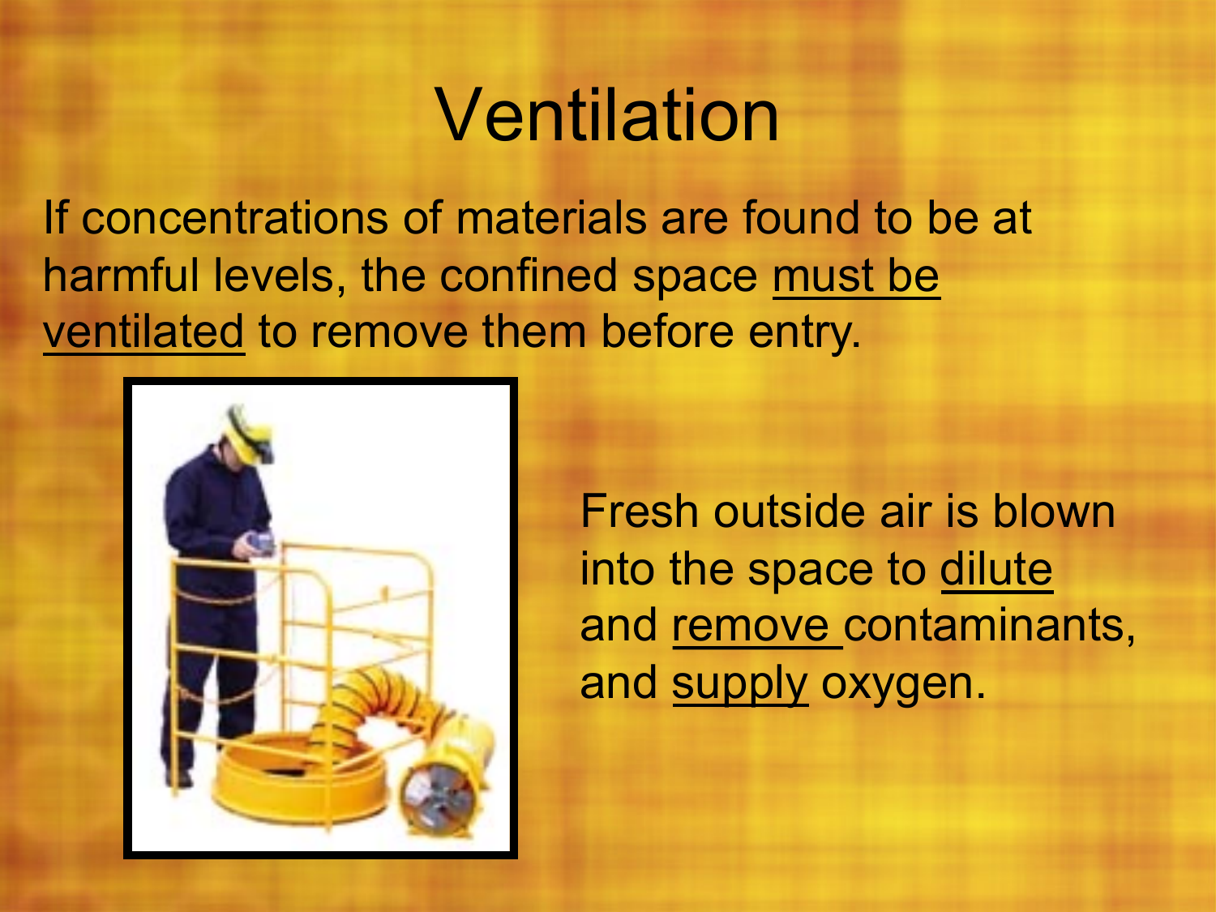# Ventilation

If concentrations of materials are found to be at harmful levels, the confined space <u>must be ventilated</u> to remove them before entry.

Fresh outside air is blown into the space to <u>dilute</u> and <u>remove</u> contaminants, and <u>supply</u> oxygen.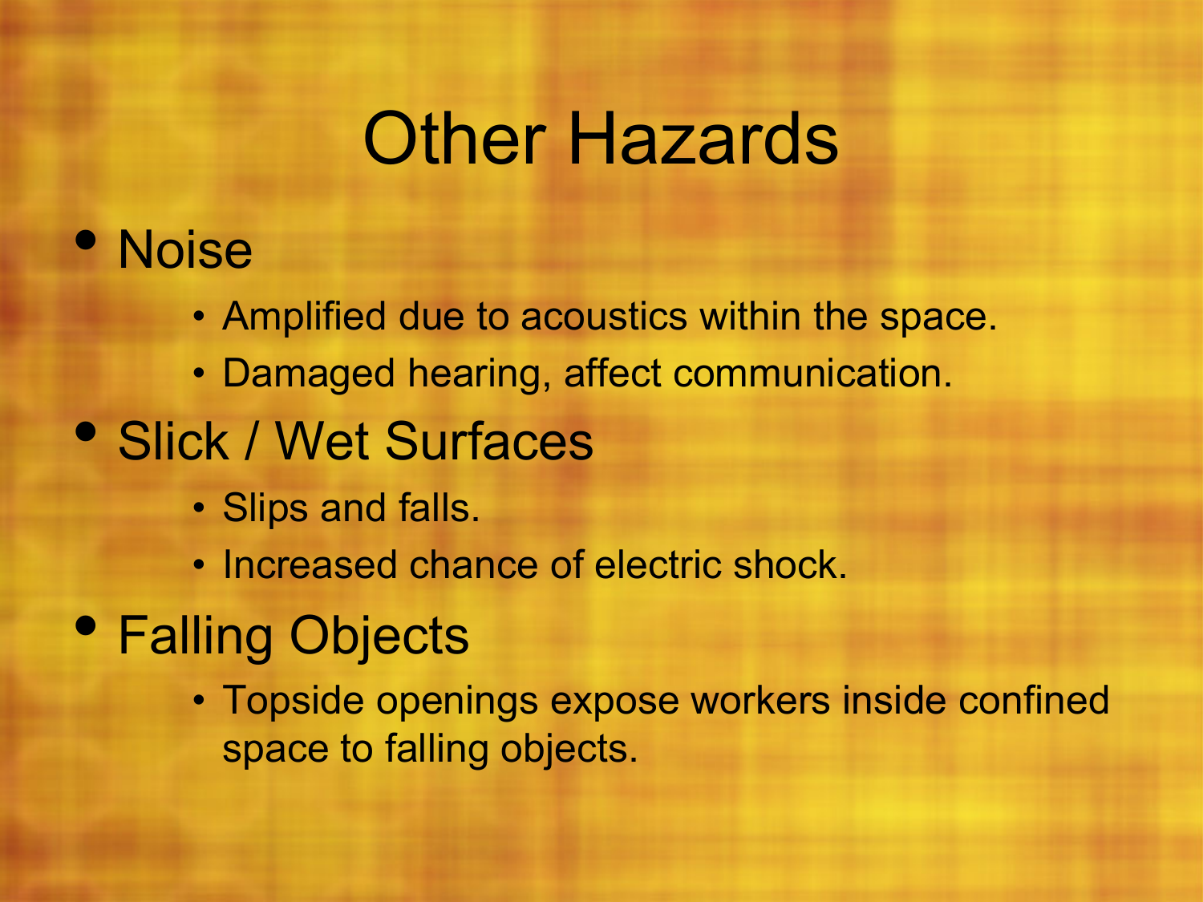# Other Hazards

- Noise
  - Amplified due to acoustics within the space.
  - Damaged hearing, affect communication.
- Slick / Wet Surfaces
  - Slips and falls.
  - Increased chance of electric shock.
- Falling Objects
  - Topside openings expose workers inside confined space to falling objects.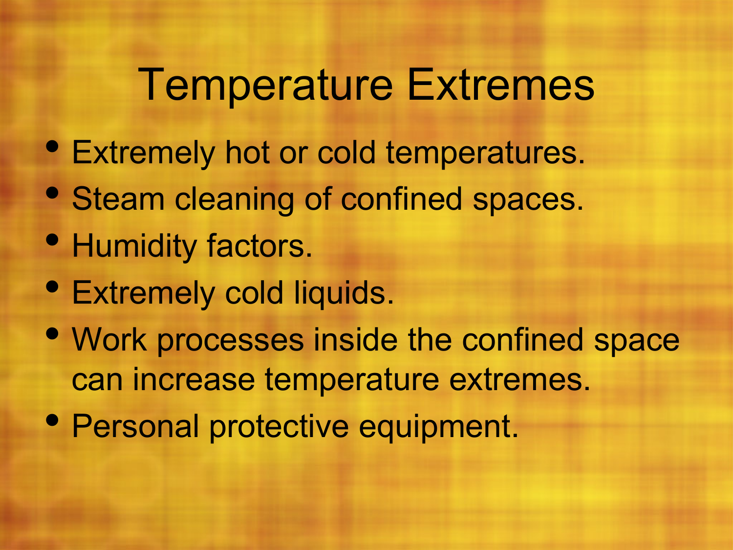# Temperature Extremes

- Extremely hot or cold temperatures.
- Steam cleaning of confined spaces.
- Humidity factors.
- Extremely cold liquids.
- Work processes inside the confined space can increase temperature extremes.
- Personal protective equipment.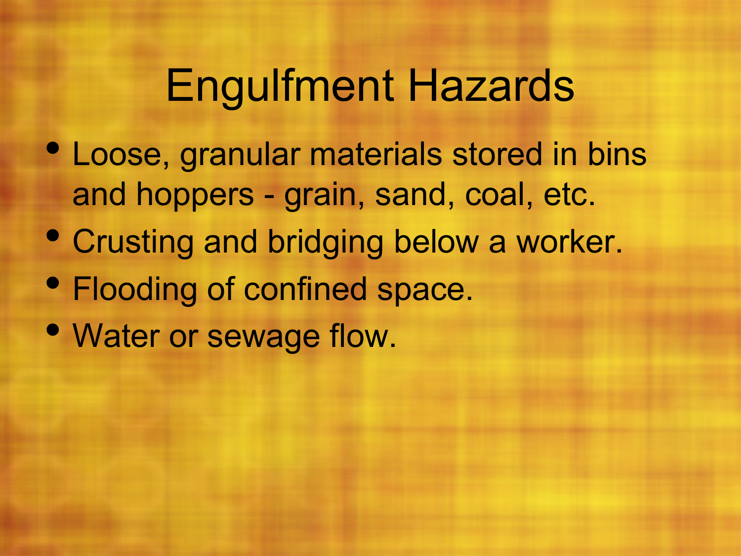# Engulfment Hazards

- Loose, granular materials stored in bins and hoppers - grain, sand, coal, etc.
- Crusting and bridging below a worker.
- Flooding of confined space.
- Water or sewage flow.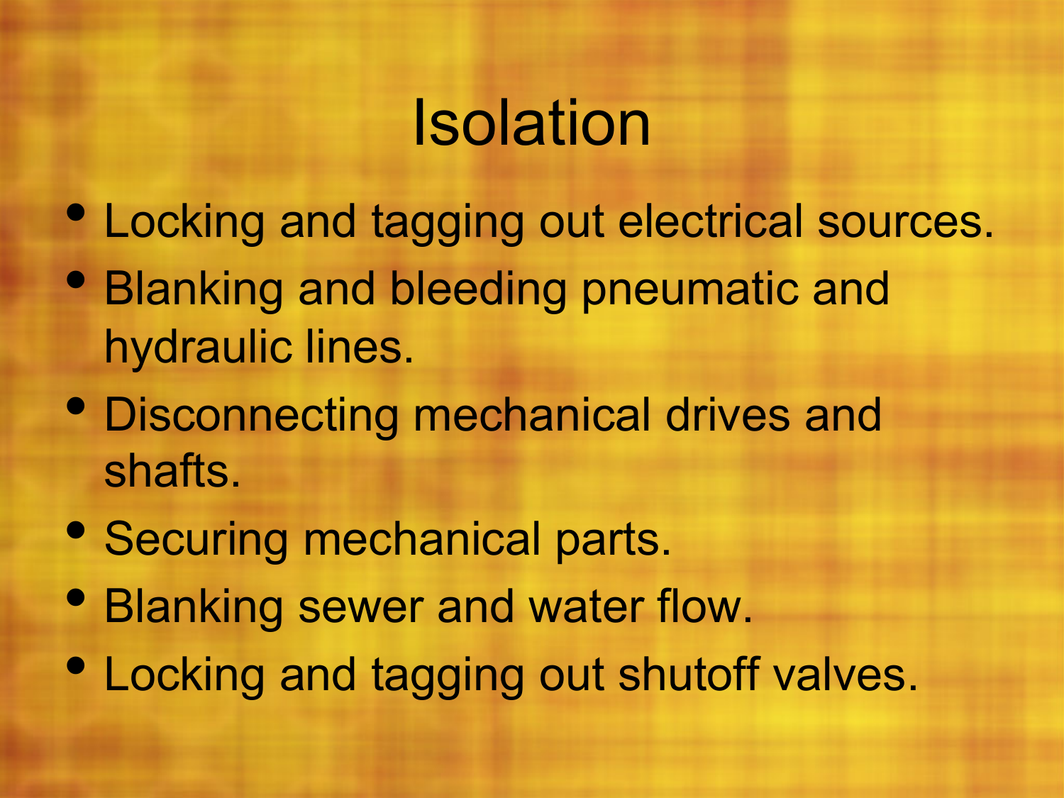# Isolation

- Locking and tagging out electrical sources.
- Blanking and bleeding pneumatic and hydraulic lines.
- Disconnecting mechanical drives and shafts.
- Securing mechanical parts.
- Blanking sewer and water flow.
- Locking and tagging out shutoff valves.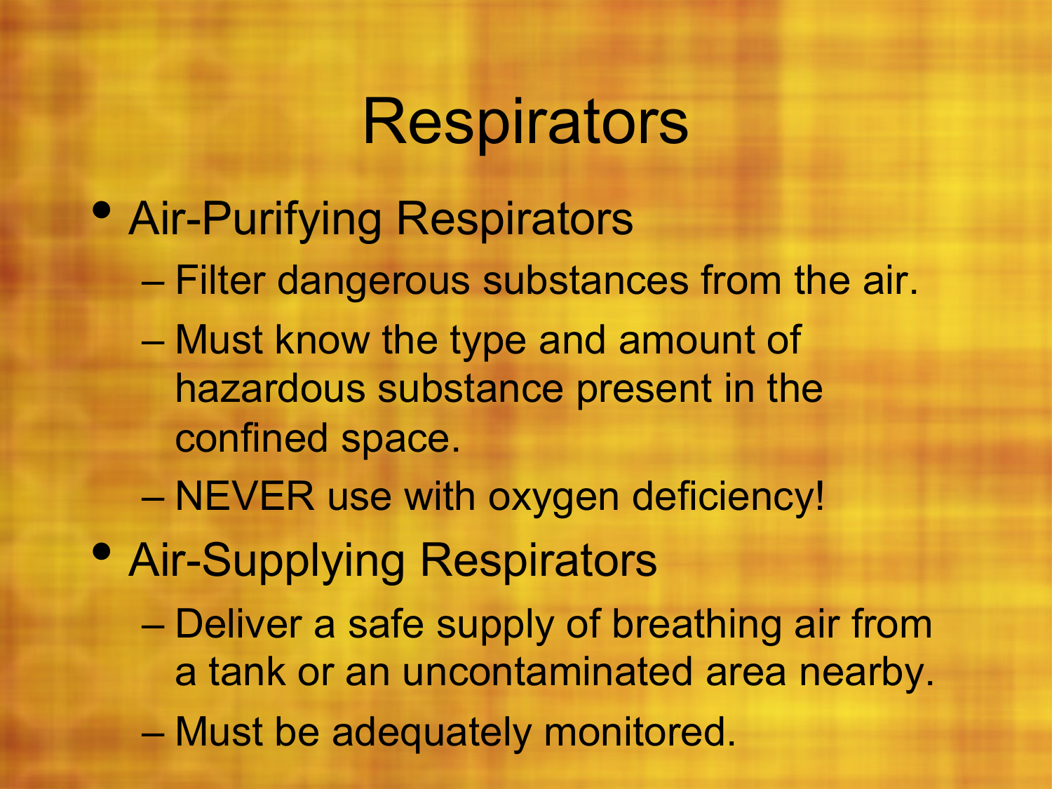# Respirators

- Air-Purifying Respirators
  - Filter dangerous substances from the air.
  - Must know the type and amount of hazardous substance present in the confined space.
  - NEVER use with oxygen deficiency!
- Air-Supplying Respirators
  - Deliver a safe supply of breathing air from a tank or an uncontaminated area nearby.
  - Must be adequately monitored.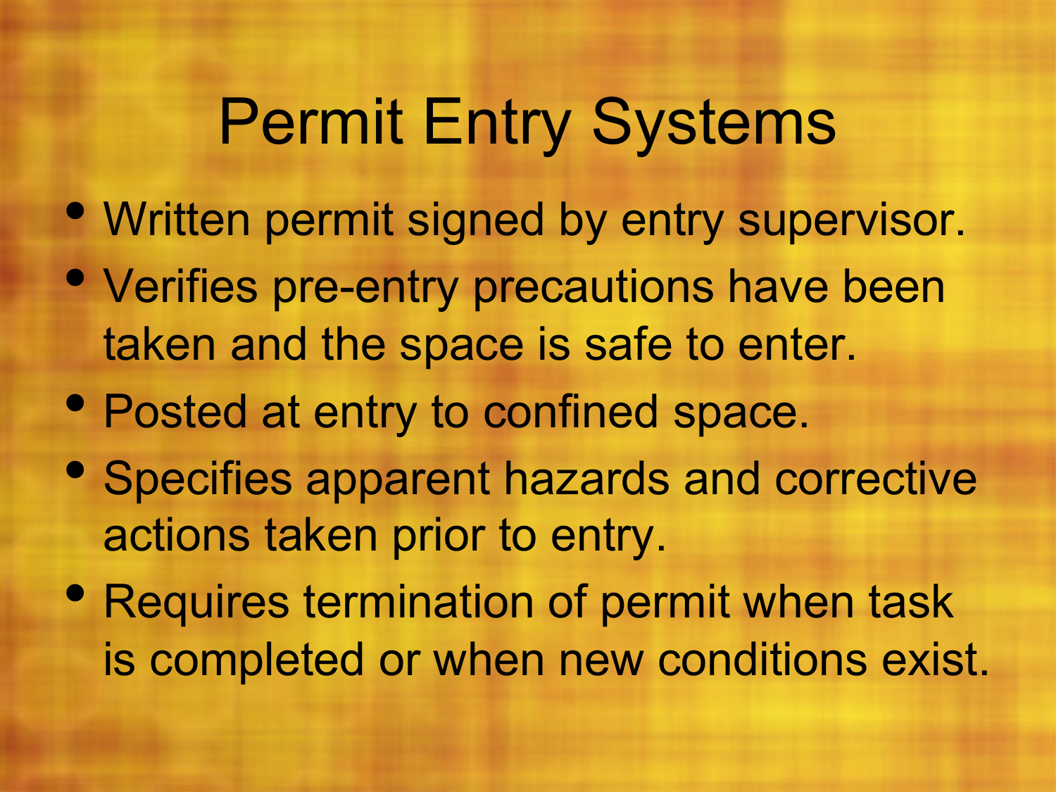# Permit Entry Systems

- Written permit signed by entry supervisor.
- Verifies pre-entry precautions have been taken and the space is safe to enter.
- Posted at entry to confined space.
- Specifies apparent hazards and corrective actions taken prior to entry.
- Requires termination of permit when task is completed or when new conditions exist.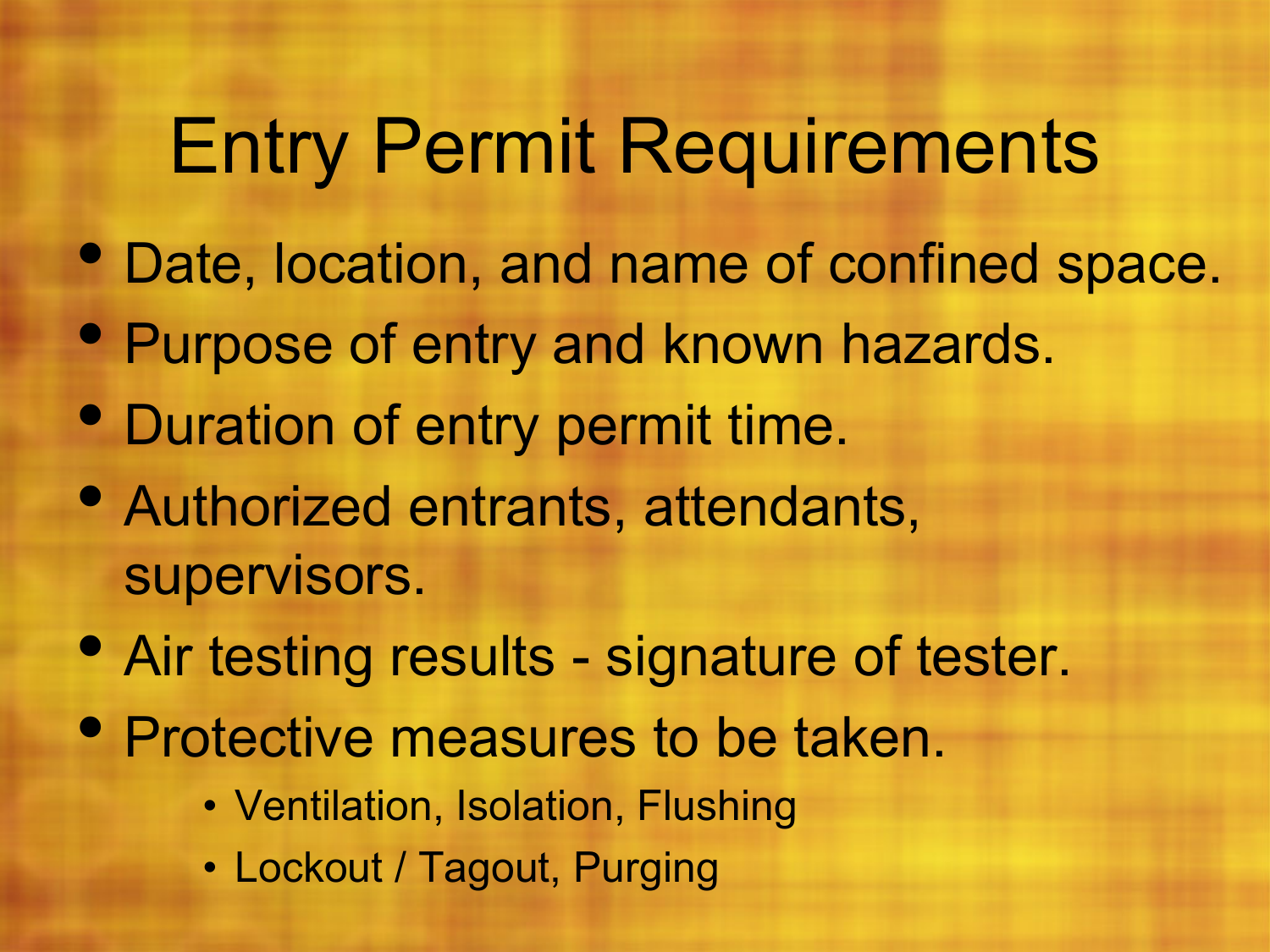# Entry Permit Requirements

- Date, location, and name of confined space.
- Purpose of entry and known hazards.
- Duration of entry permit time.
- Authorized entrants, attendants, supervisors.
- Air testing results - signature of tester.
- Protective measures to be taken.
  - Ventilation, Isolation, Flushing
  - Lockout / Tagout, Purging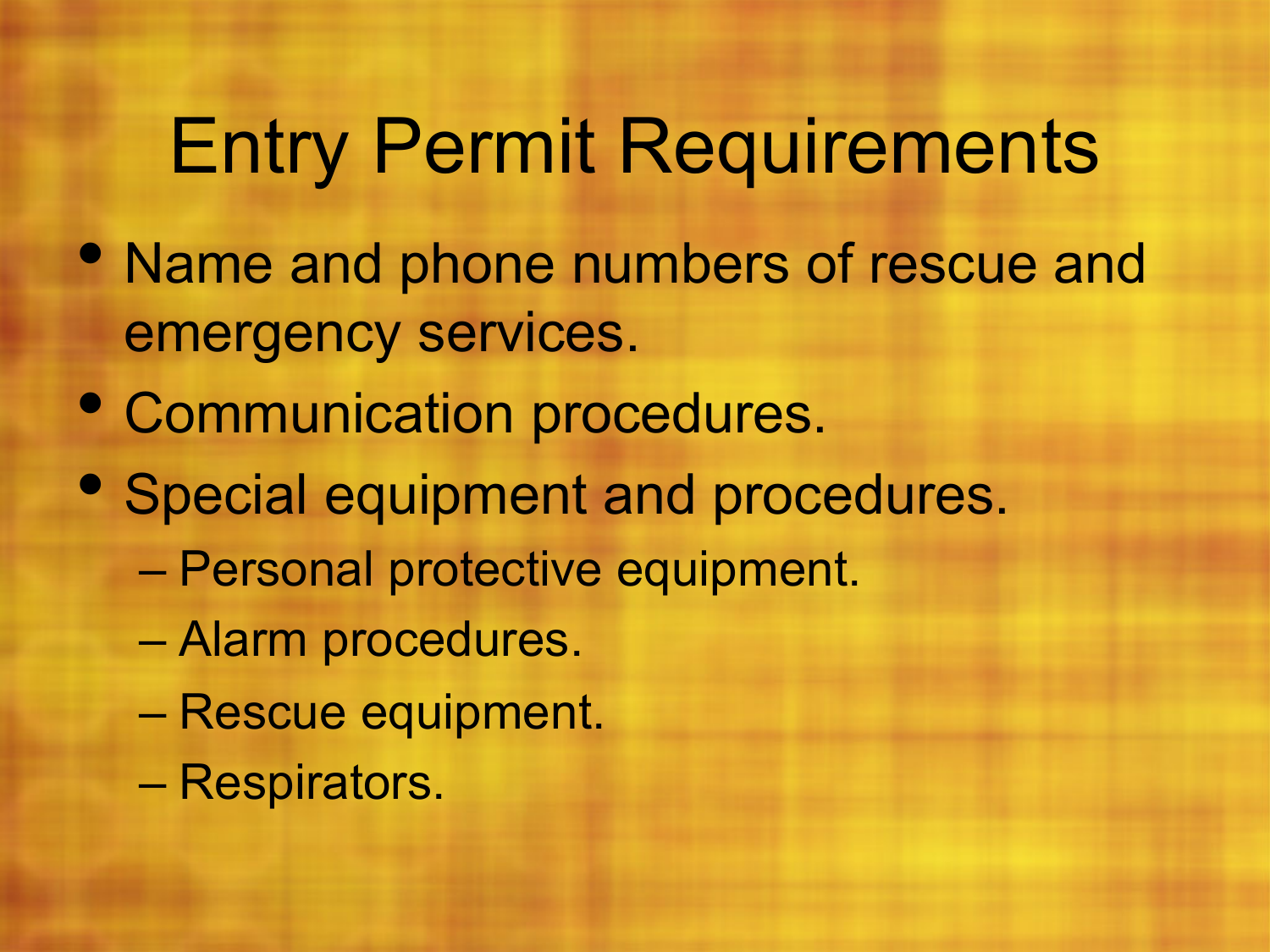# Entry Permit Requirements

- Name and phone numbers of rescue and emergency services.
- Communication procedures.
- Special equipment and procedures.
  - Personal protective equipment.
  - Alarm procedures.
  - Rescue equipment.
  - Respirators.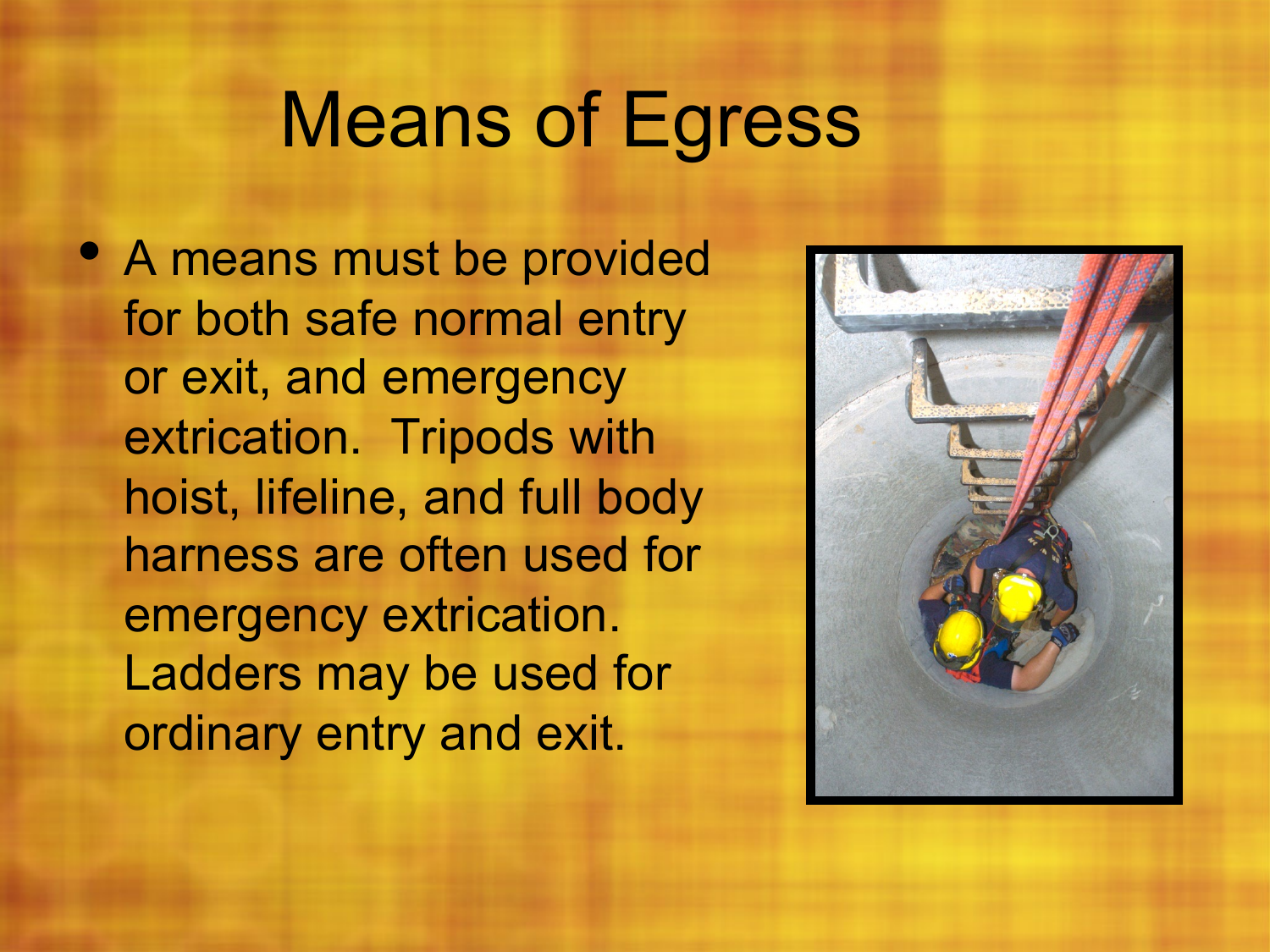# Means of Egress

- A means must be provided for both safe normal entry or exit, and emergency extrication. Tripods with hoist, lifeline, and full body harness are often used for emergency extrication. Ladders may be used for ordinary entry and exit.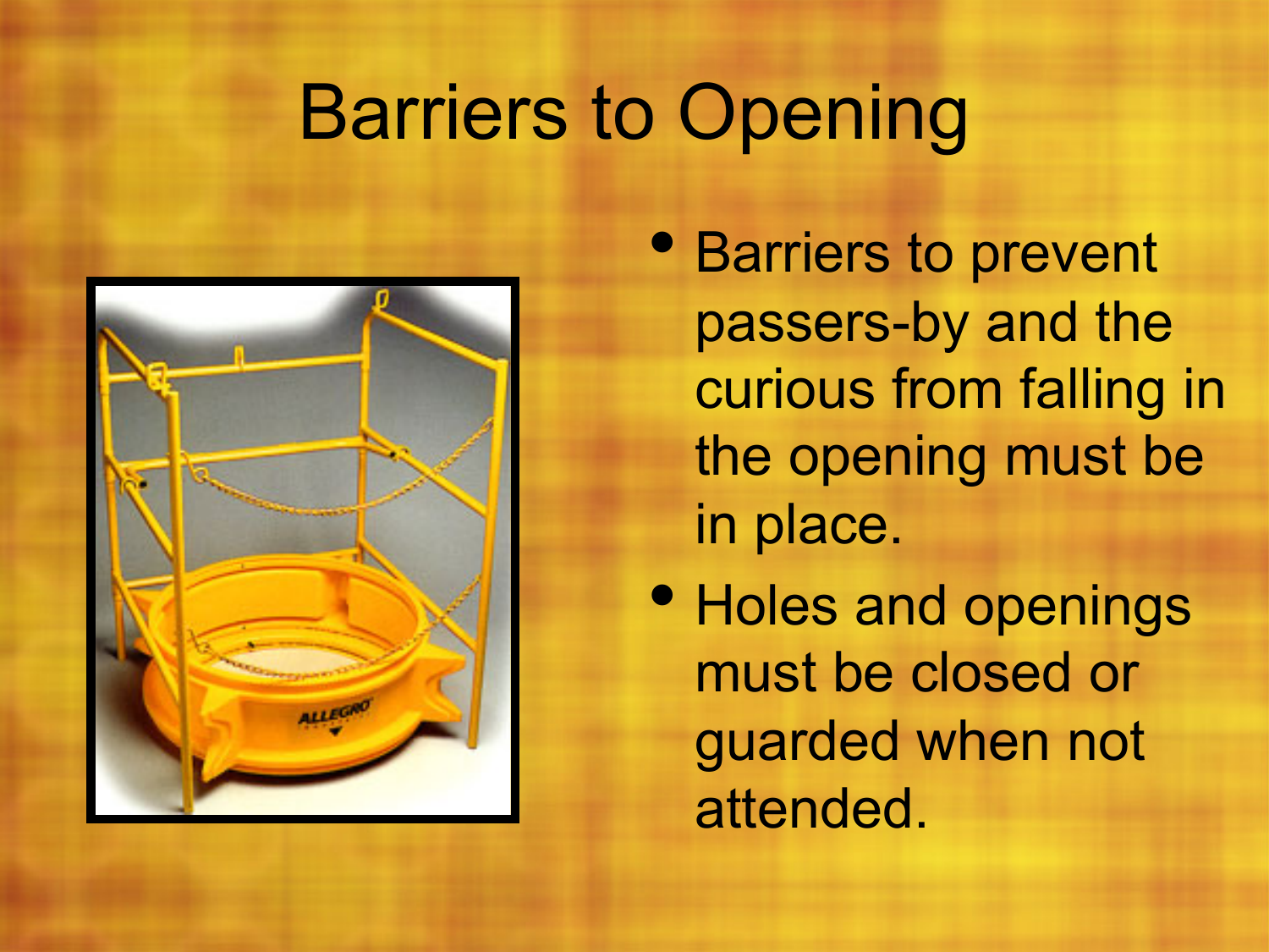# Barriers to Opening

- Barriers to prevent passers-by and the curious from falling in the opening must be in place.
- Holes and openings must be closed or guarded when not attended.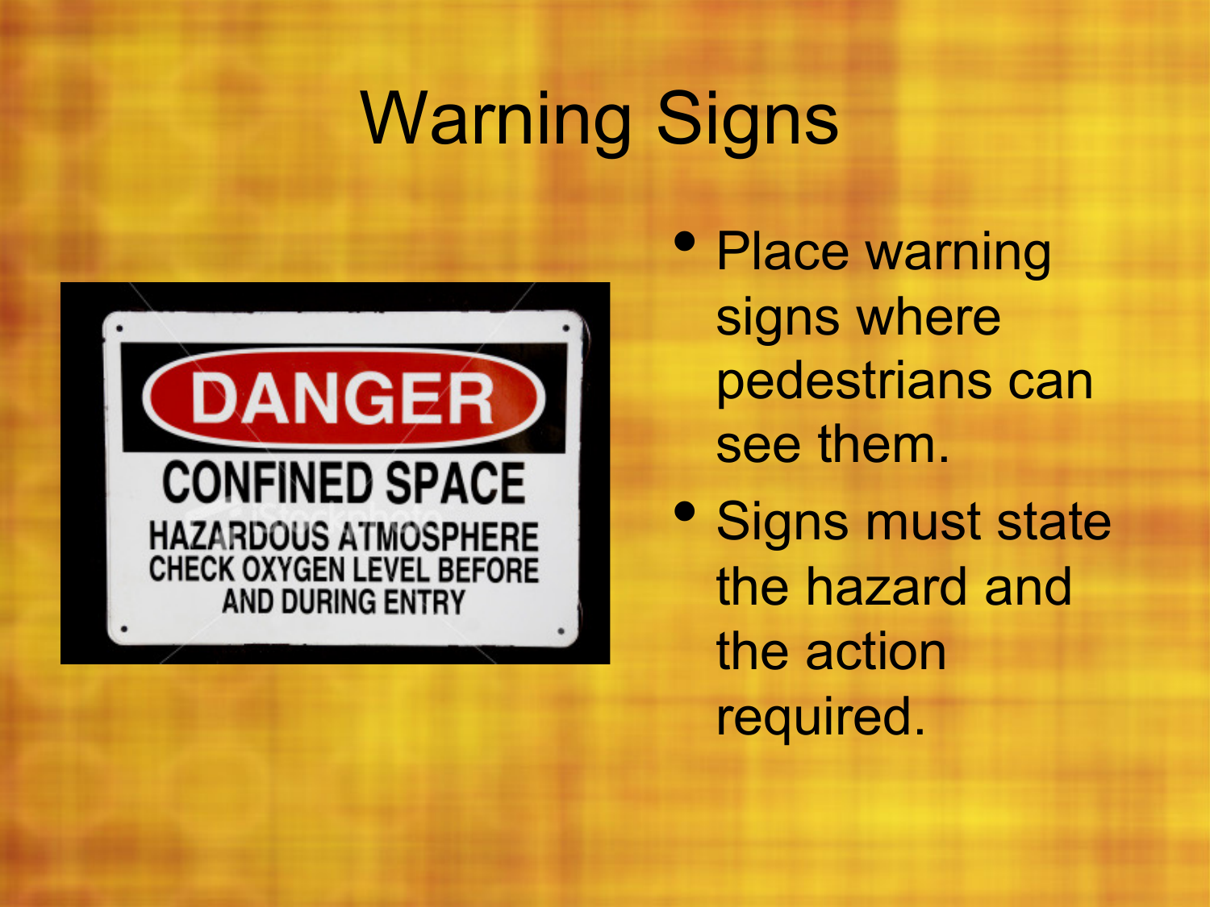# Warning Signs

- Place warning signs where pedestrians can see them.
- Signs must state the hazard and the action required.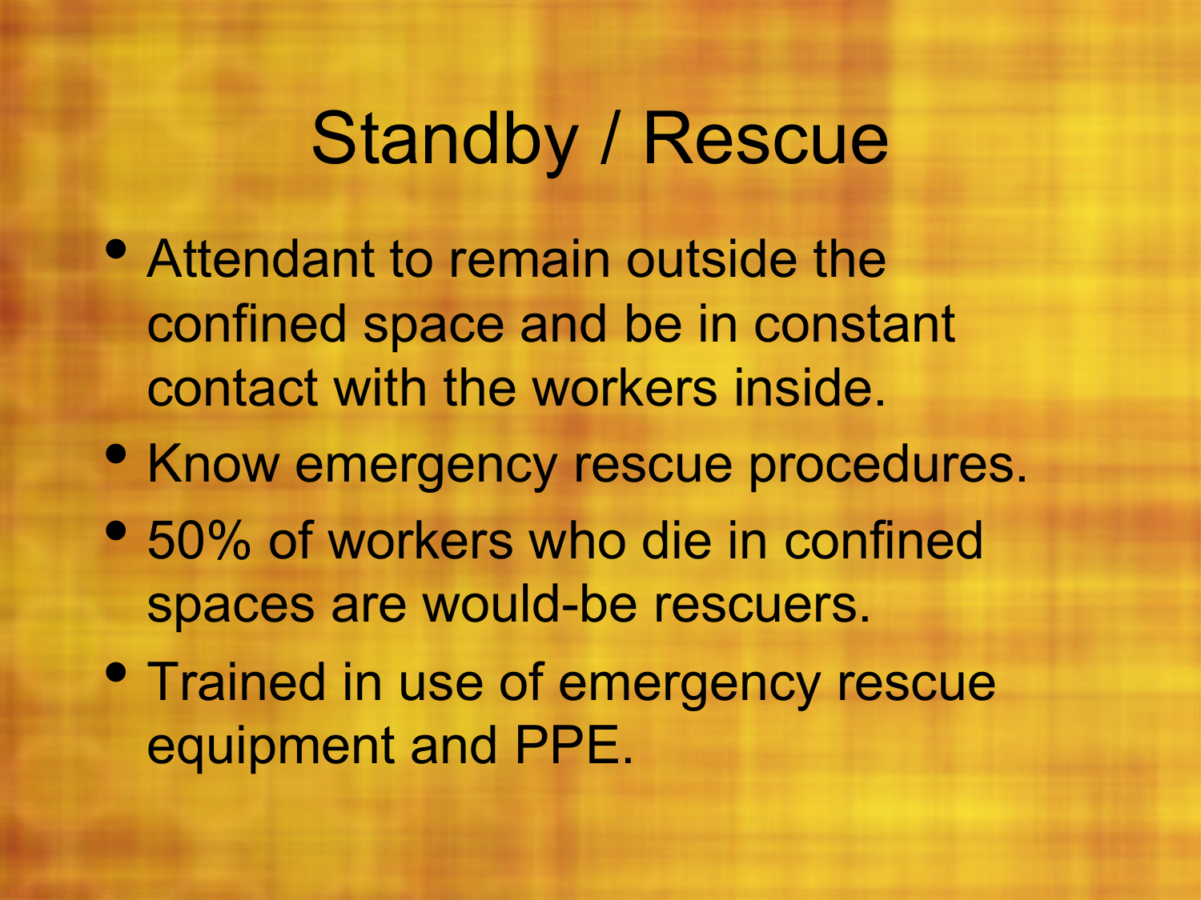# Standby / Rescue

- Attendant to remain outside the confined space and be in constant contact with the workers inside.
- Know emergency rescue procedures.
- 50% of workers who die in confined spaces are would-be rescuers.
- Trained in use of emergency rescue equipment and PPE.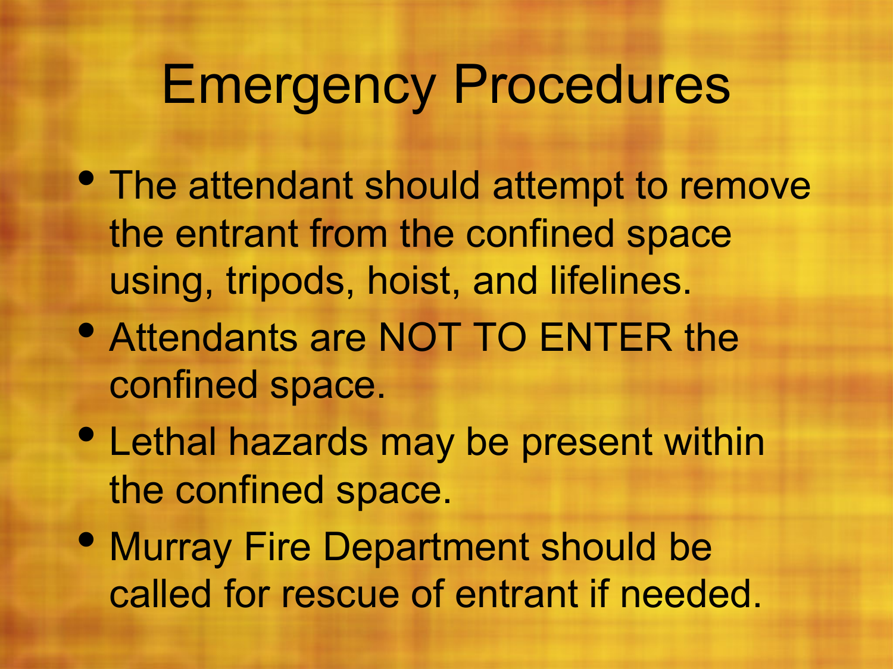# Emergency Procedures

- The attendant should attempt to remove the entrant from the confined space using, tripods, hoist, and lifelines.
- Attendants are NOT TO ENTER the confined space.
- Lethal hazards may be present within the confined space.
- Murray Fire Department should be called for rescue of entrant if needed.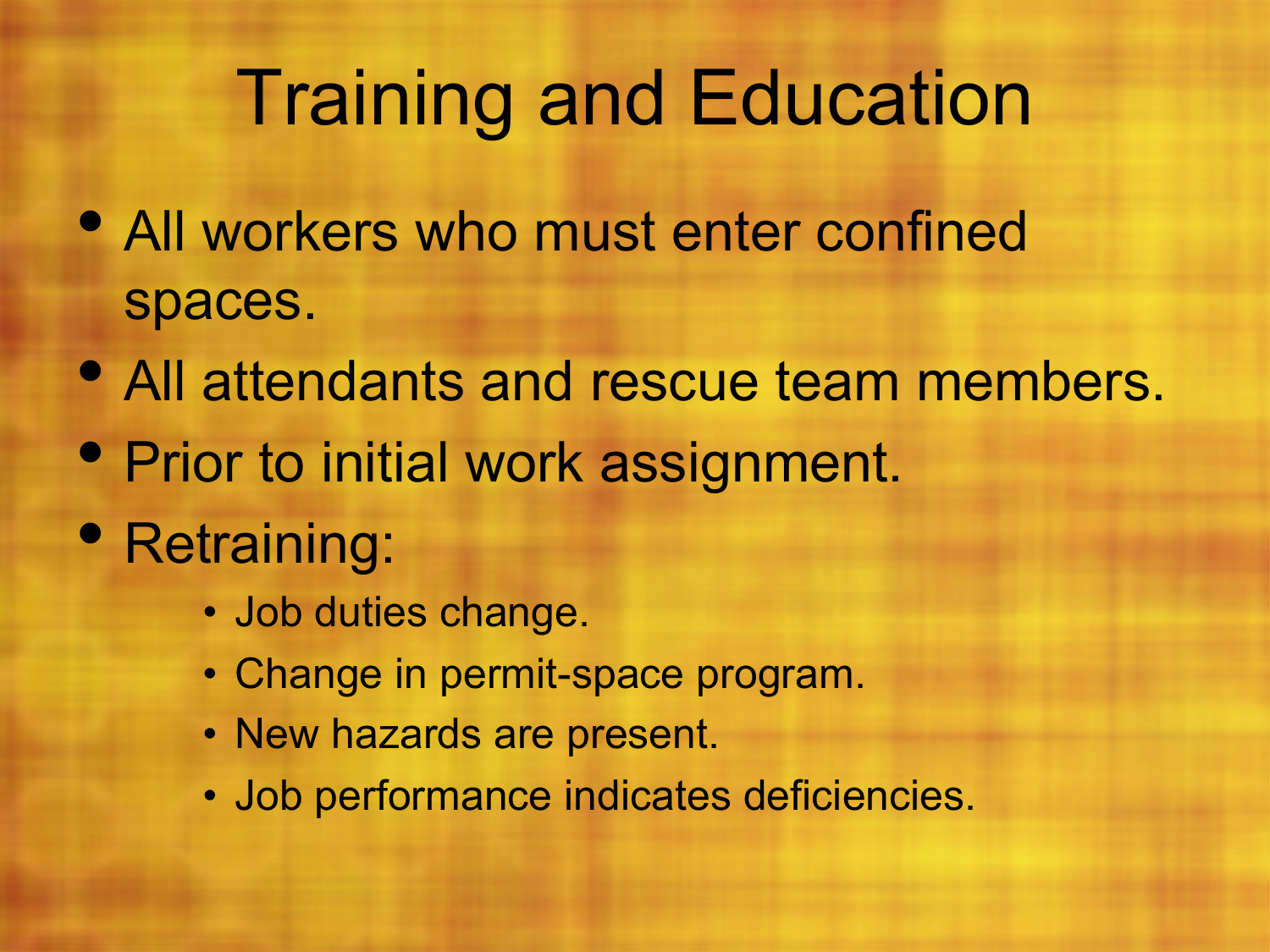# Training and Education

- All workers who must enter confined spaces.
- All attendants and rescue team members.
- Prior to initial work assignment.
- Retraining:
  - Job duties change.
  - Change in permit-space program.
  - New hazards are present.
  - Job performance indicates deficiencies.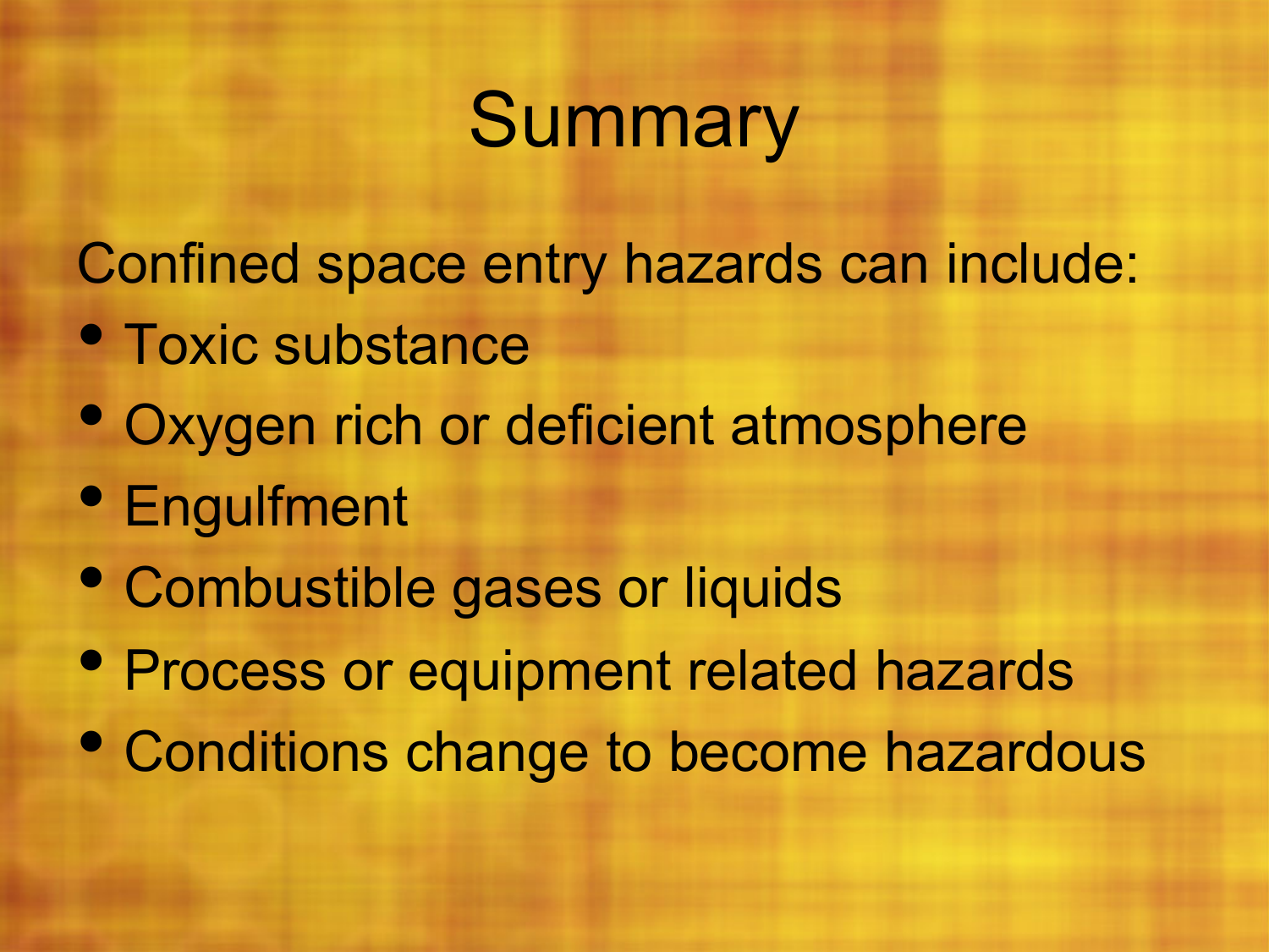# Summary

Confined space entry hazards can include:

- Toxic substance
- Oxygen rich or deficient atmosphere
- Engulfment
- Combustible gases or liquids
- Process or equipment related hazards
- Conditions change to become hazardous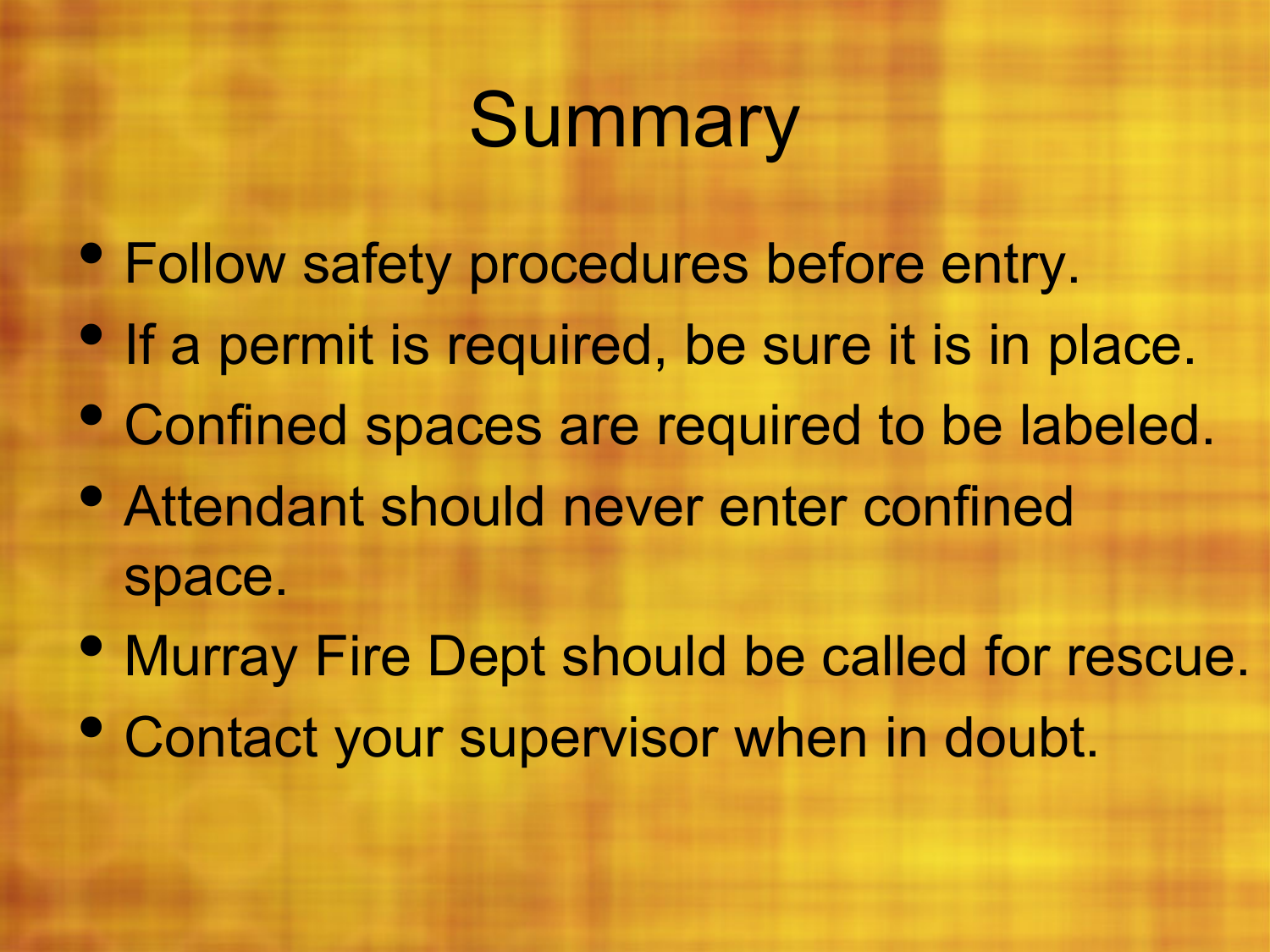# Summary

- Follow safety procedures before entry.
- If a permit is required, be sure it is in place.
- Confined spaces are required to be labeled.
- Attendant should never enter confined space.
- Murray Fire Dept should be called for rescue.
- Contact your supervisor when in doubt.